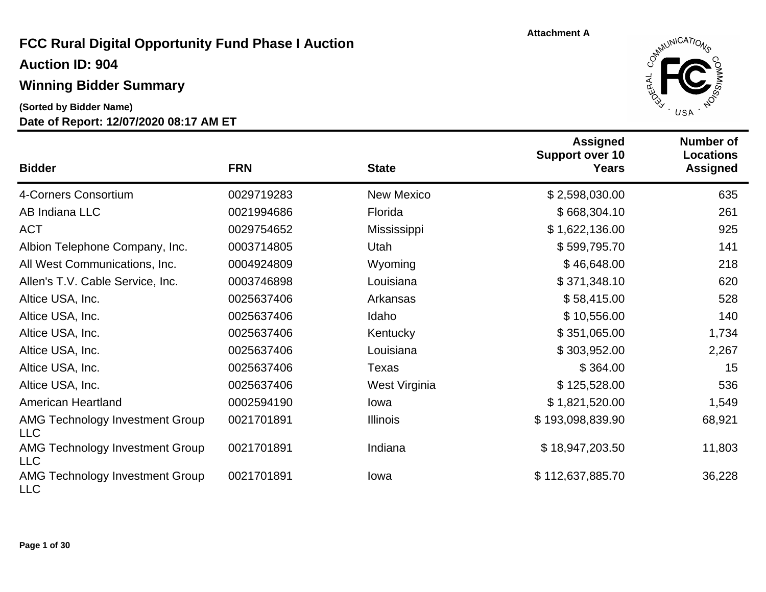Attachment A

# FCC Rural Digital Opportunity Fund Phase I Auction

## Auction ID: 904

## Winning Bidder Summary

**(Sorted by Bidder Name)**

**Date of Report: 12/07/2020 08:17 AM ET**

| Bidder | FRN | State | Assigned Support over 10 Years | Number of Locations Assigned |
|---|---|---|---|---|
| 4-Corners Consortium | 0029719283 | New Mexico | $ 2,598,030.00 | 635 |
| AB Indiana LLC | 0021994686 | Florida | $ 668,304.10 | 261 |
| ACT | 0029754652 | Mississippi | $ 1,622,136.00 | 925 |
| Albion Telephone Company, Inc. | 0003714805 | Utah | $ 599,795.70 | 141 |
| All West Communications, Inc. | 0004924809 | Wyoming | $ 46,648.00 | 218 |
| Allen's T.V. Cable Service, Inc. | 0003746898 | Louisiana | $ 371,348.10 | 620 |
| Altice USA, Inc. | 0025637406 | Arkansas | $ 58,415.00 | 528 |
| Altice USA, Inc. | 0025637406 | Idaho | $ 10,556.00 | 140 |
| Altice USA, Inc. | 0025637406 | Kentucky | $ 351,065.00 | 1,734 |
| Altice USA, Inc. | 0025637406 | Louisiana | $ 303,952.00 | 2,267 |
| Altice USA, Inc. | 0025637406 | Texas | $ 364.00 | 15 |
| Altice USA, Inc. | 0025637406 | West Virginia | $ 125,528.00 | 536 |
| American Heartland | 0002594190 | Iowa | $ 1,821,520.00 | 1,549 |
| AMG Technology Investment Group LLC | 0021701891 | Illinois | $ 193,098,839.90 | 68,921 |
| AMG Technology Investment Group LLC | 0021701891 | Indiana | $ 18,947,203.50 | 11,803 |
| AMG Technology Investment Group LLC | 0021701891 | Iowa | $ 112,637,885.70 | 36,228 |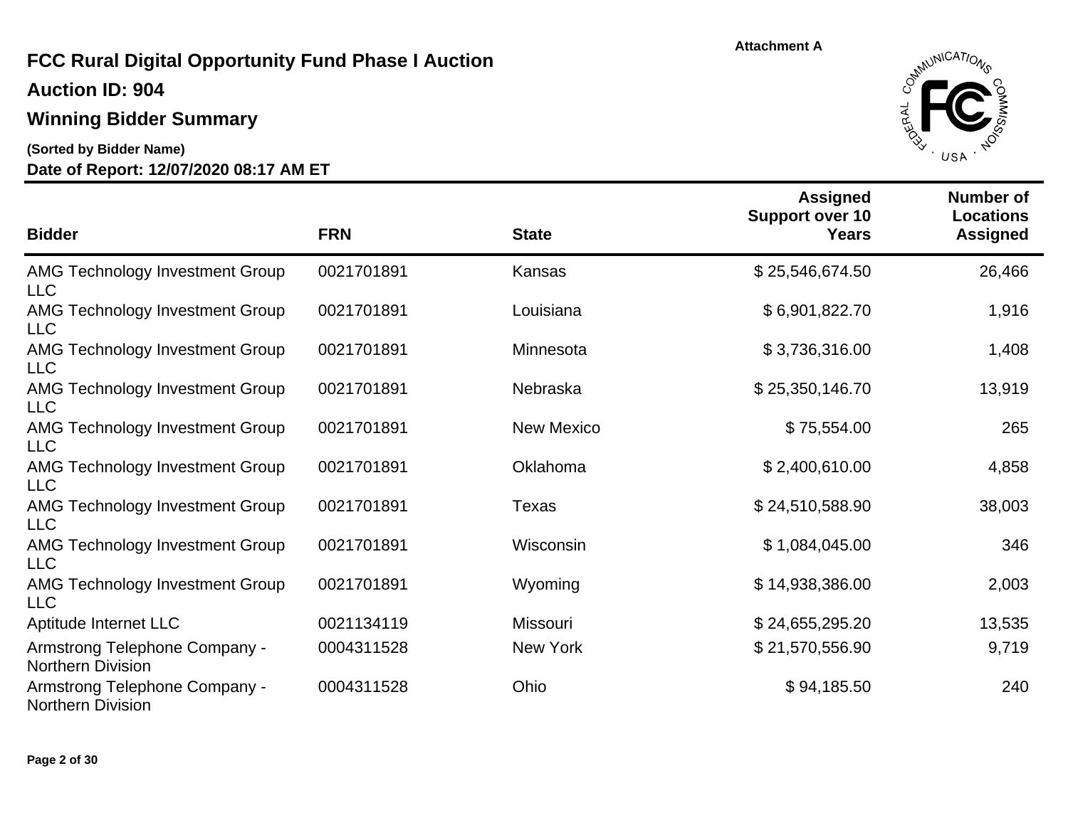Attachment A

# FCC Rural Digital Opportunity Fund Phase I Auction

## Auction ID: 904

## Winning Bidder Summary

**(Sorted by Bidder Name)**

**Date of Report: 12/07/2020 08:17 AM ET**

| Bidder | FRN | State | Assigned Support over 10 Years | Number of Locations Assigned |
|---|---|---|---|---|
| AMG Technology Investment Group LLC | 0021701891 | Kansas | $ 25,546,674.50 | 26,466 |
| AMG Technology Investment Group LLC | 0021701891 | Louisiana | $ 6,901,822.70 | 1,916 |
| AMG Technology Investment Group LLC | 0021701891 | Minnesota | $ 3,736,316.00 | 1,408 |
| AMG Technology Investment Group LLC | 0021701891 | Nebraska | $ 25,350,146.70 | 13,919 |
| AMG Technology Investment Group LLC | 0021701891 | New Mexico | $ 75,554.00 | 265 |
| AMG Technology Investment Group LLC | 0021701891 | Oklahoma | $ 2,400,610.00 | 4,858 |
| AMG Technology Investment Group LLC | 0021701891 | Texas | $ 24,510,588.90 | 38,003 |
| AMG Technology Investment Group LLC | 0021701891 | Wisconsin | $ 1,084,045.00 | 346 |
| AMG Technology Investment Group LLC | 0021701891 | Wyoming | $ 14,938,386.00 | 2,003 |
| Aptitude Internet LLC | 0021134119 | Missouri | $ 24,655,295.20 | 13,535 |
| Armstrong Telephone Company - Northern Division | 0004311528 | New York | $ 21,570,556.90 | 9,719 |
| Armstrong Telephone Company - Northern Division | 0004311528 | Ohio | $ 94,185.50 | 240 |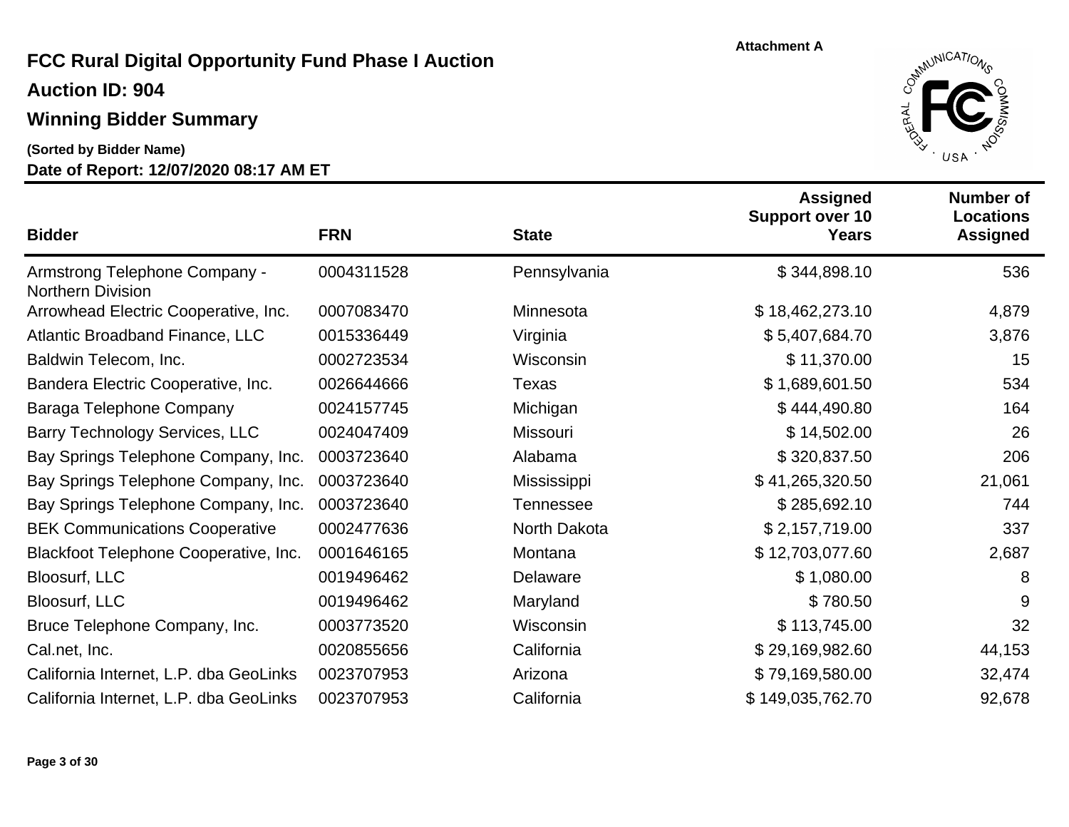Attachment A

# FCC Rural Digital Opportunity Fund Phase I Auction

## Auction ID: 904

## Winning Bidder Summary

**(Sorted by Bidder Name)**

**Date of Report: 12/07/2020 08:17 AM ET**

| Bidder | FRN | State | Assigned Support over 10 Years | Number of Locations Assigned |
|---|---|---|---|---|
| Armstrong Telephone Company - Northern Division | 0004311528 | Pennsylvania | $ 344,898.10 | 536 |
| Arrowhead Electric Cooperative, Inc. | 0007083470 | Minnesota | $ 18,462,273.10 | 4,879 |
| Atlantic Broadband Finance, LLC | 0015336449 | Virginia | $ 5,407,684.70 | 3,876 |
| Baldwin Telecom, Inc. | 0002723534 | Wisconsin | $ 11,370.00 | 15 |
| Bandera Electric Cooperative, Inc. | 0026644666 | Texas | $ 1,689,601.50 | 534 |
| Baraga Telephone Company | 0024157745 | Michigan | $ 444,490.80 | 164 |
| Barry Technology Services, LLC | 0024047409 | Missouri | $ 14,502.00 | 26 |
| Bay Springs Telephone Company, Inc. | 0003723640 | Alabama | $ 320,837.50 | 206 |
| Bay Springs Telephone Company, Inc. | 0003723640 | Mississippi | $ 41,265,320.50 | 21,061 |
| Bay Springs Telephone Company, Inc. | 0003723640 | Tennessee | $ 285,692.10 | 744 |
| BEK Communications Cooperative | 0002477636 | North Dakota | $ 2,157,719.00 | 337 |
| Blackfoot Telephone Cooperative, Inc. | 0001646165 | Montana | $ 12,703,077.60 | 2,687 |
| Bloosurf, LLC | 0019496462 | Delaware | $ 1,080.00 | 8 |
| Bloosurf, LLC | 0019496462 | Maryland | $ 780.50 | 9 |
| Bruce Telephone Company, Inc. | 0003773520 | Wisconsin | $ 113,745.00 | 32 |
| Cal.net, Inc. | 0020855656 | California | $ 29,169,982.60 | 44,153 |
| California Internet, L.P. dba GeoLinks | 0023707953 | Arizona | $ 79,169,580.00 | 32,474 |
| California Internet, L.P. dba GeoLinks | 0023707953 | California | $ 149,035,762.70 | 92,678 |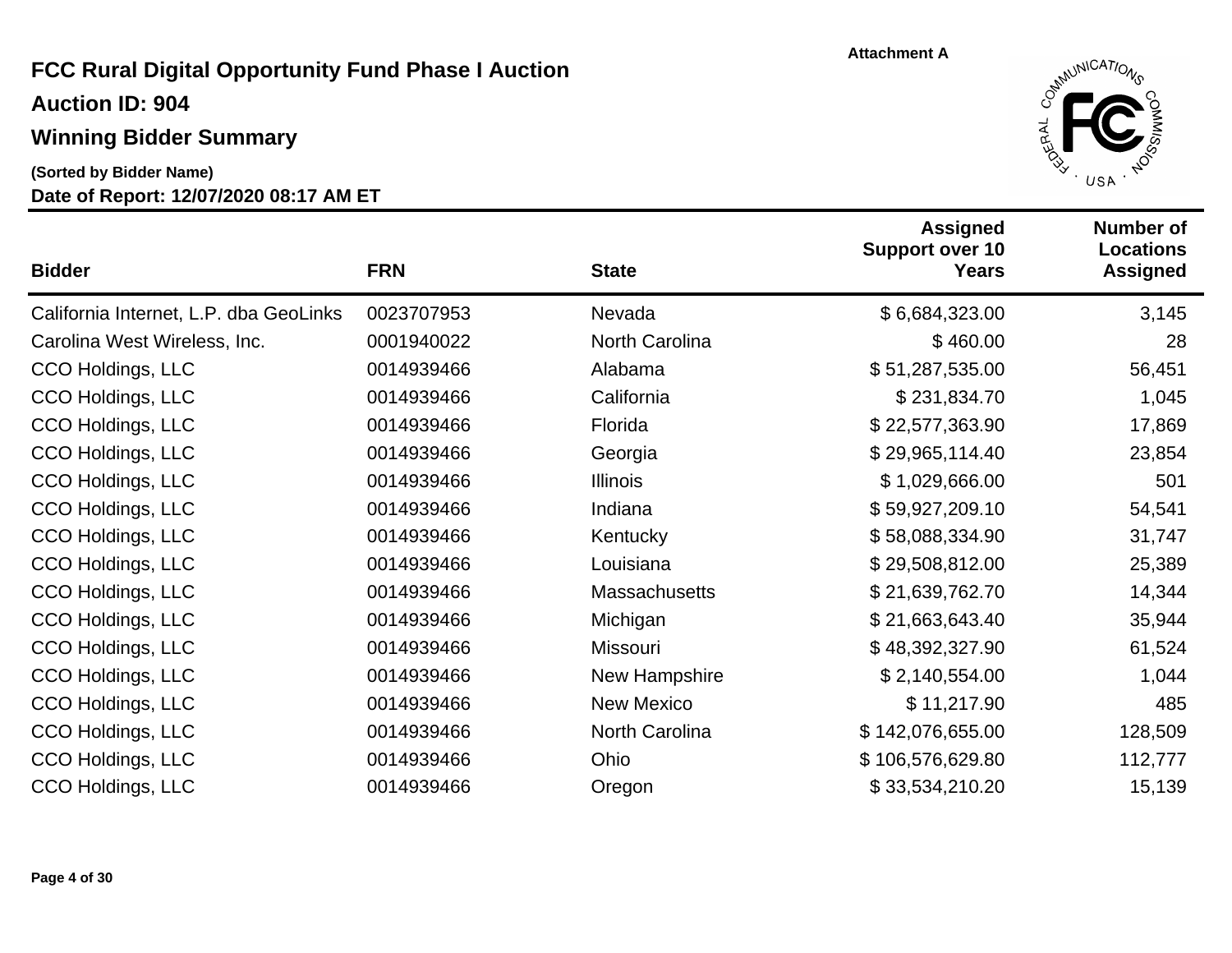Attachment A

# FCC Rural Digital Opportunity Fund Phase I Auction

## Auction ID: 904

## Winning Bidder Summary

**(Sorted by Bidder Name)**

**Date of Report: 12/07/2020 08:17 AM ET**

| Bidder | FRN | State | Assigned Support over 10 Years | Number of Locations Assigned |
|---|---|---|---|---|
| California Internet, L.P. dba GeoLinks | 0023707953 | Nevada | $ 6,684,323.00 | 3,145 |
| Carolina West Wireless, Inc. | 0001940022 | North Carolina | $ 460.00 | 28 |
| CCO Holdings, LLC | 0014939466 | Alabama | $ 51,287,535.00 | 56,451 |
| CCO Holdings, LLC | 0014939466 | California | $ 231,834.70 | 1,045 |
| CCO Holdings, LLC | 0014939466 | Florida | $ 22,577,363.90 | 17,869 |
| CCO Holdings, LLC | 0014939466 | Georgia | $ 29,965,114.40 | 23,854 |
| CCO Holdings, LLC | 0014939466 | Illinois | $ 1,029,666.00 | 501 |
| CCO Holdings, LLC | 0014939466 | Indiana | $ 59,927,209.10 | 54,541 |
| CCO Holdings, LLC | 0014939466 | Kentucky | $ 58,088,334.90 | 31,747 |
| CCO Holdings, LLC | 0014939466 | Louisiana | $ 29,508,812.00 | 25,389 |
| CCO Holdings, LLC | 0014939466 | Massachusetts | $ 21,639,762.70 | 14,344 |
| CCO Holdings, LLC | 0014939466 | Michigan | $ 21,663,643.40 | 35,944 |
| CCO Holdings, LLC | 0014939466 | Missouri | $ 48,392,327.90 | 61,524 |
| CCO Holdings, LLC | 0014939466 | New Hampshire | $ 2,140,554.00 | 1,044 |
| CCO Holdings, LLC | 0014939466 | New Mexico | $ 11,217.90 | 485 |
| CCO Holdings, LLC | 0014939466 | North Carolina | $ 142,076,655.00 | 128,509 |
| CCO Holdings, LLC | 0014939466 | Ohio | $ 106,576,629.80 | 112,777 |
| CCO Holdings, LLC | 0014939466 | Oregon | $ 33,534,210.20 | 15,139 |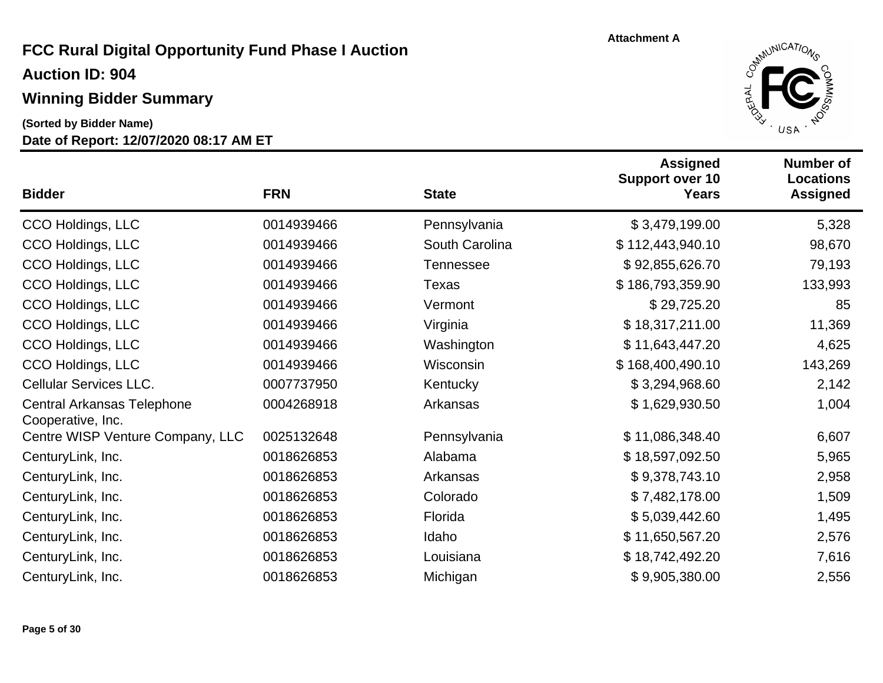Attachment A

# FCC Rural Digital Opportunity Fund Phase I Auction

## Auction ID: 904

## Winning Bidder Summary

**(Sorted by Bidder Name)**

**Date of Report: 12/07/2020 08:17 AM ET**

| Bidder | FRN | State | Assigned Support over 10 Years | Number of Locations Assigned |
|---|---|---|---|---|
| CCO Holdings, LLC | 0014939466 | Pennsylvania | $ 3,479,199.00 | 5,328 |
| CCO Holdings, LLC | 0014939466 | South Carolina | $ 112,443,940.10 | 98,670 |
| CCO Holdings, LLC | 0014939466 | Tennessee | $ 92,855,626.70 | 79,193 |
| CCO Holdings, LLC | 0014939466 | Texas | $ 186,793,359.90 | 133,993 |
| CCO Holdings, LLC | 0014939466 | Vermont | $ 29,725.20 | 85 |
| CCO Holdings, LLC | 0014939466 | Virginia | $ 18,317,211.00 | 11,369 |
| CCO Holdings, LLC | 0014939466 | Washington | $ 11,643,447.20 | 4,625 |
| CCO Holdings, LLC | 0014939466 | Wisconsin | $ 168,400,490.10 | 143,269 |
| Cellular Services LLC. | 0007737950 | Kentucky | $ 3,294,968.60 | 2,142 |
| Central Arkansas Telephone Cooperative, Inc. | 0004268918 | Arkansas | $ 1,629,930.50 | 1,004 |
| Centre WISP Venture Company, LLC | 0025132648 | Pennsylvania | $ 11,086,348.40 | 6,607 |
| CenturyLink, Inc. | 0018626853 | Alabama | $ 18,597,092.50 | 5,965 |
| CenturyLink, Inc. | 0018626853 | Arkansas | $ 9,378,743.10 | 2,958 |
| CenturyLink, Inc. | 0018626853 | Colorado | $ 7,482,178.00 | 1,509 |
| CenturyLink, Inc. | 0018626853 | Florida | $ 5,039,442.60 | 1,495 |
| CenturyLink, Inc. | 0018626853 | Idaho | $ 11,650,567.20 | 2,576 |
| CenturyLink, Inc. | 0018626853 | Louisiana | $ 18,742,492.20 | 7,616 |
| CenturyLink, Inc. | 0018626853 | Michigan | $ 9,905,380.00 | 2,556 |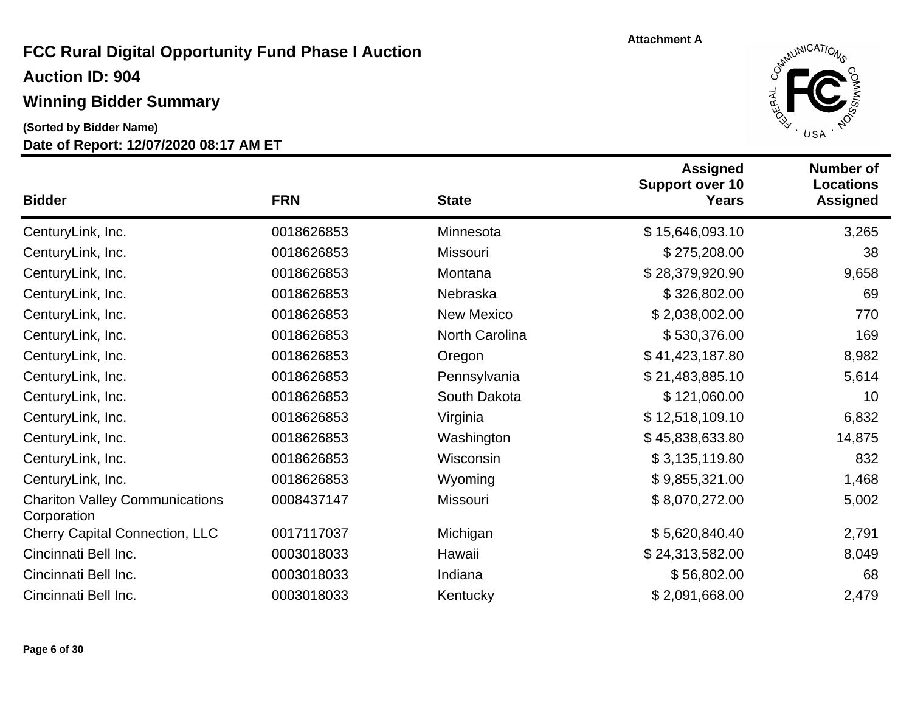Attachment A

# FCC Rural Digital Opportunity Fund Phase I Auction

**Auction ID: 904**

**Winning Bidder Summary**

**(Sorted by Bidder Name)**

**Date of Report: 12/07/2020 08:17 AM ET**

| Bidder | FRN | State | Assigned Support over 10 Years | Number of Locations Assigned |
|---|---|---|---|---|
| CenturyLink, Inc. | 0018626853 | Minnesota | $ 15,646,093.10 | 3,265 |
| CenturyLink, Inc. | 0018626853 | Missouri | $ 275,208.00 | 38 |
| CenturyLink, Inc. | 0018626853 | Montana | $ 28,379,920.90 | 9,658 |
| CenturyLink, Inc. | 0018626853 | Nebraska | $ 326,802.00 | 69 |
| CenturyLink, Inc. | 0018626853 | New Mexico | $ 2,038,002.00 | 770 |
| CenturyLink, Inc. | 0018626853 | North Carolina | $ 530,376.00 | 169 |
| CenturyLink, Inc. | 0018626853 | Oregon | $ 41,423,187.80 | 8,982 |
| CenturyLink, Inc. | 0018626853 | Pennsylvania | $ 21,483,885.10 | 5,614 |
| CenturyLink, Inc. | 0018626853 | South Dakota | $ 121,060.00 | 10 |
| CenturyLink, Inc. | 0018626853 | Virginia | $ 12,518,109.10 | 6,832 |
| CenturyLink, Inc. | 0018626853 | Washington | $ 45,838,633.80 | 14,875 |
| CenturyLink, Inc. | 0018626853 | Wisconsin | $ 3,135,119.80 | 832 |
| CenturyLink, Inc. | 0018626853 | Wyoming | $ 9,855,321.00 | 1,468 |
| Chariton Valley Communications Corporation | 0008437147 | Missouri | $ 8,070,272.00 | 5,002 |
| Cherry Capital Connection, LLC | 0017117037 | Michigan | $ 5,620,840.40 | 2,791 |
| Cincinnati Bell Inc. | 0003018033 | Hawaii | $ 24,313,582.00 | 8,049 |
| Cincinnati Bell Inc. | 0003018033 | Indiana | $ 56,802.00 | 68 |
| Cincinnati Bell Inc. | 0003018033 | Kentucky | $ 2,091,668.00 | 2,479 |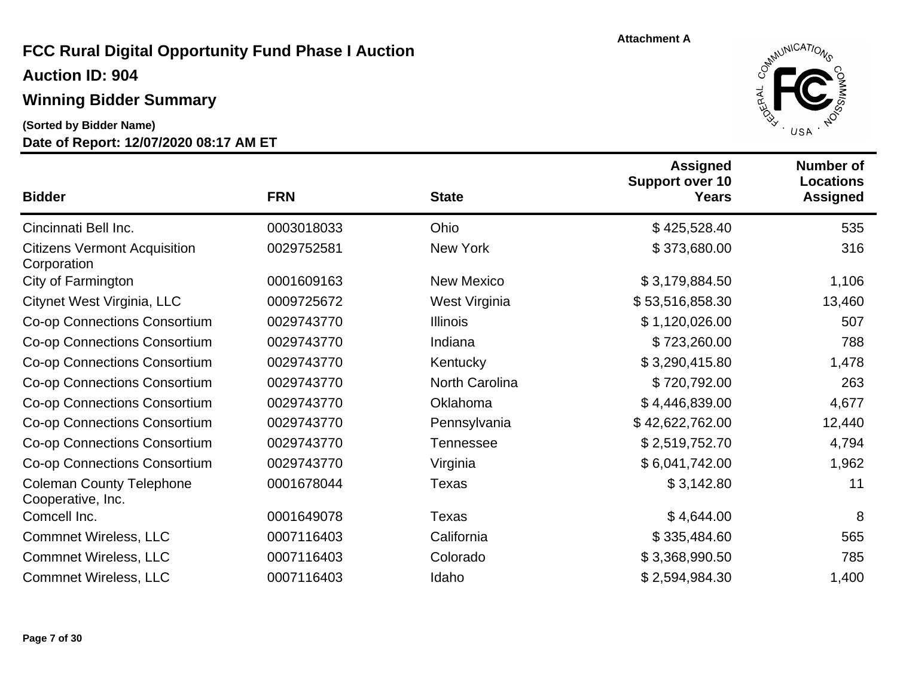Attachment A

# FCC Rural Digital Opportunity Fund Phase I Auction

## Auction ID: 904

## Winning Bidder Summary

**(Sorted by Bidder Name)**

**Date of Report: 12/07/2020 08:17 AM ET**

| Bidder | FRN | State | Assigned Support over 10 Years | Number of Locations Assigned |
|---|---|---|---|---|
| Cincinnati Bell Inc. | 0003018033 | Ohio | $ 425,528.40 | 535 |
| Citizens Vermont Acquisition Corporation | 0029752581 | New York | $ 373,680.00 | 316 |
| City of Farmington | 0001609163 | New Mexico | $ 3,179,884.50 | 1,106 |
| Citynet West Virginia, LLC | 0009725672 | West Virginia | $ 53,516,858.30 | 13,460 |
| Co-op Connections Consortium | 0029743770 | Illinois | $ 1,120,026.00 | 507 |
| Co-op Connections Consortium | 0029743770 | Indiana | $ 723,260.00 | 788 |
| Co-op Connections Consortium | 0029743770 | Kentucky | $ 3,290,415.80 | 1,478 |
| Co-op Connections Consortium | 0029743770 | North Carolina | $ 720,792.00 | 263 |
| Co-op Connections Consortium | 0029743770 | Oklahoma | $ 4,446,839.00 | 4,677 |
| Co-op Connections Consortium | 0029743770 | Pennsylvania | $ 42,622,762.00 | 12,440 |
| Co-op Connections Consortium | 0029743770 | Tennessee | $ 2,519,752.70 | 4,794 |
| Co-op Connections Consortium | 0029743770 | Virginia | $ 6,041,742.00 | 1,962 |
| Coleman County Telephone Cooperative, Inc. | 0001678044 | Texas | $ 3,142.80 | 11 |
| Comcell Inc. | 0001649078 | Texas | $ 4,644.00 | 8 |
| Commnet Wireless, LLC | 0007116403 | California | $ 335,484.60 | 565 |
| Commnet Wireless, LLC | 0007116403 | Colorado | $ 3,368,990.50 | 785 |
| Commnet Wireless, LLC | 0007116403 | Idaho | $ 2,594,984.30 | 1,400 |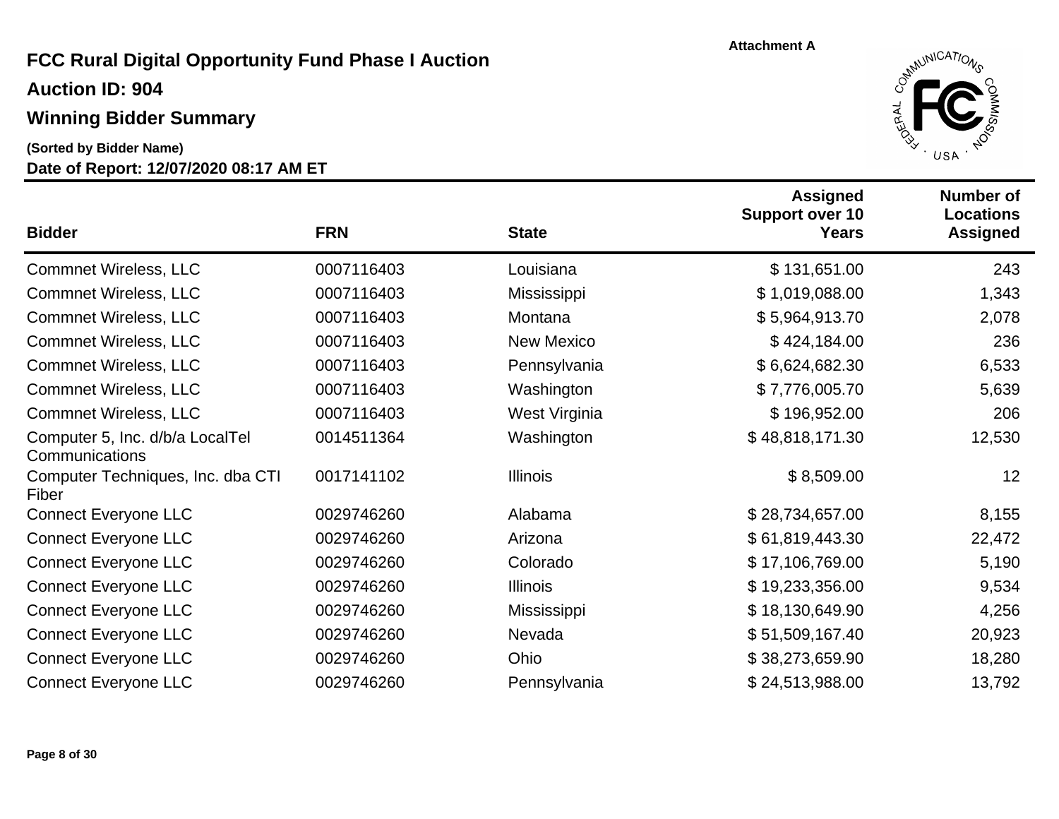Attachment A

# FCC Rural Digital Opportunity Fund Phase I Auction

## Auction ID: 904

## Winning Bidder Summary

**(Sorted by Bidder Name)**

**Date of Report: 12/07/2020 08:17 AM ET**

| Bidder | FRN | State | Assigned Support over 10 Years | Number of Locations Assigned |
|---|---|---|---|---|
| Commnet Wireless, LLC | 0007116403 | Louisiana | $ 131,651.00 | 243 |
| Commnet Wireless, LLC | 0007116403 | Mississippi | $ 1,019,088.00 | 1,343 |
| Commnet Wireless, LLC | 0007116403 | Montana | $ 5,964,913.70 | 2,078 |
| Commnet Wireless, LLC | 0007116403 | New Mexico | $ 424,184.00 | 236 |
| Commnet Wireless, LLC | 0007116403 | Pennsylvania | $ 6,624,682.30 | 6,533 |
| Commnet Wireless, LLC | 0007116403 | Washington | $ 7,776,005.70 | 5,639 |
| Commnet Wireless, LLC | 0007116403 | West Virginia | $ 196,952.00 | 206 |
| Computer 5, Inc. d/b/a LocalTel Communications | 0014511364 | Washington | $ 48,818,171.30 | 12,530 |
| Computer Techniques, Inc. dba CTI Fiber | 0017141102 | Illinois | $ 8,509.00 | 12 |
| Connect Everyone LLC | 0029746260 | Alabama | $ 28,734,657.00 | 8,155 |
| Connect Everyone LLC | 0029746260 | Arizona | $ 61,819,443.30 | 22,472 |
| Connect Everyone LLC | 0029746260 | Colorado | $ 17,106,769.00 | 5,190 |
| Connect Everyone LLC | 0029746260 | Illinois | $ 19,233,356.00 | 9,534 |
| Connect Everyone LLC | 0029746260 | Mississippi | $ 18,130,649.90 | 4,256 |
| Connect Everyone LLC | 0029746260 | Nevada | $ 51,509,167.40 | 20,923 |
| Connect Everyone LLC | 0029746260 | Ohio | $ 38,273,659.90 | 18,280 |
| Connect Everyone LLC | 0029746260 | Pennsylvania | $ 24,513,988.00 | 13,792 |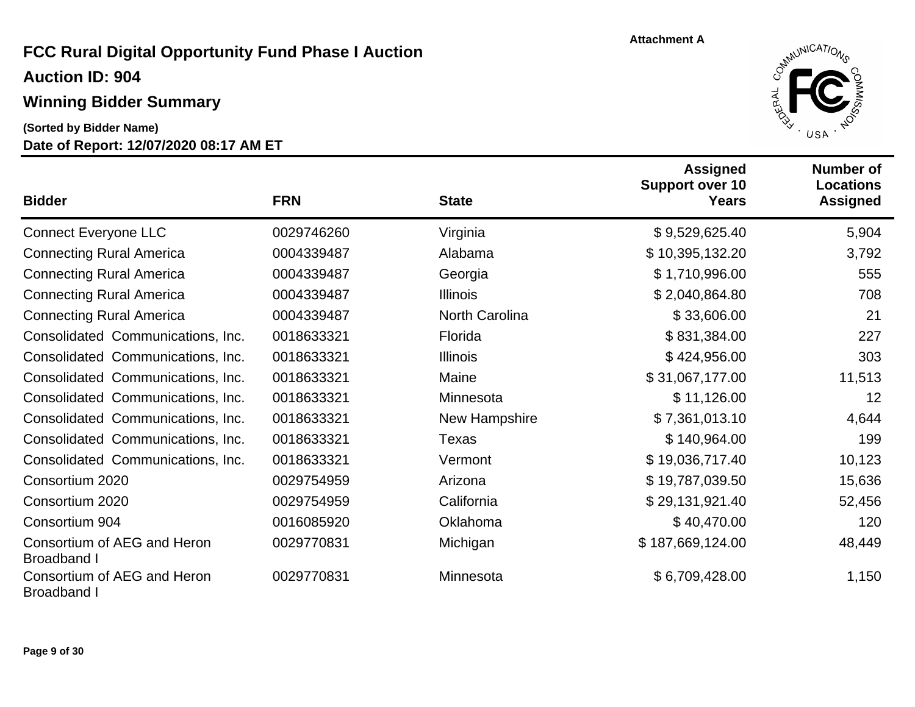Attachment A

# FCC Rural Digital Opportunity Fund Phase I Auction

## Auction ID: 904

## Winning Bidder Summary

**(Sorted by Bidder Name)**

**Date of Report: 12/07/2020 08:17 AM ET**

| Bidder | FRN | State | Assigned Support over 10 Years | Number of Locations Assigned |
|---|---|---|---|---|
| Connect Everyone LLC | 0029746260 | Virginia | $ 9,529,625.40 | 5,904 |
| Connecting Rural America | 0004339487 | Alabama | $ 10,395,132.20 | 3,792 |
| Connecting Rural America | 0004339487 | Georgia | $ 1,710,996.00 | 555 |
| Connecting Rural America | 0004339487 | Illinois | $ 2,040,864.80 | 708 |
| Connecting Rural America | 0004339487 | North Carolina | $ 33,606.00 | 21 |
| Consolidated Communications, Inc. | 0018633321 | Florida | $ 831,384.00 | 227 |
| Consolidated Communications, Inc. | 0018633321 | Illinois | $ 424,956.00 | 303 |
| Consolidated Communications, Inc. | 0018633321 | Maine | $ 31,067,177.00 | 11,513 |
| Consolidated Communications, Inc. | 0018633321 | Minnesota | $ 11,126.00 | 12 |
| Consolidated Communications, Inc. | 0018633321 | New Hampshire | $ 7,361,013.10 | 4,644 |
| Consolidated Communications, Inc. | 0018633321 | Texas | $ 140,964.00 | 199 |
| Consolidated Communications, Inc. | 0018633321 | Vermont | $ 19,036,717.40 | 10,123 |
| Consortium 2020 | 0029754959 | Arizona | $ 19,787,039.50 | 15,636 |
| Consortium 2020 | 0029754959 | California | $ 29,131,921.40 | 52,456 |
| Consortium 904 | 0016085920 | Oklahoma | $ 40,470.00 | 120 |
| Consortium of AEG and Heron Broadband I | 0029770831 | Michigan | $ 187,669,124.00 | 48,449 |
| Consortium of AEG and Heron Broadband I | 0029770831 | Minnesota | $ 6,709,428.00 | 1,150 |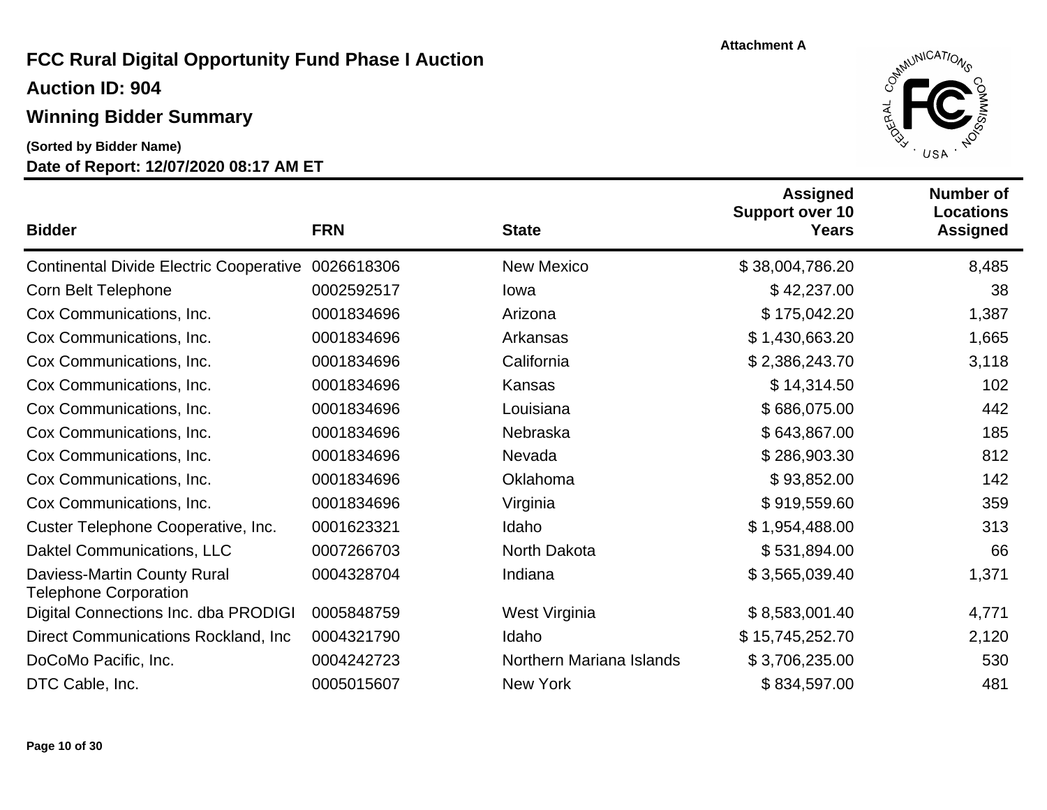Attachment A

# FCC Rural Digital Opportunity Fund Phase I Auction

## Auction ID: 904

## Winning Bidder Summary

**(Sorted by Bidder Name)**

**Date of Report: 12/07/2020 08:17 AM ET**

| Bidder | FRN | State | Assigned Support over 10 Years | Number of Locations Assigned |
|---|---|---|---:|---:|
| Continental Divide Electric Cooperative | 0026618306 | New Mexico | $ 38,004,786.20 | 8,485 |
| Corn Belt Telephone | 0002592517 | Iowa | $ 42,237.00 | 38 |
| Cox Communications, Inc. | 0001834696 | Arizona | $ 175,042.20 | 1,387 |
| Cox Communications, Inc. | 0001834696 | Arkansas | $ 1,430,663.20 | 1,665 |
| Cox Communications, Inc. | 0001834696 | California | $ 2,386,243.70 | 3,118 |
| Cox Communications, Inc. | 0001834696 | Kansas | $ 14,314.50 | 102 |
| Cox Communications, Inc. | 0001834696 | Louisiana | $ 686,075.00 | 442 |
| Cox Communications, Inc. | 0001834696 | Nebraska | $ 643,867.00 | 185 |
| Cox Communications, Inc. | 0001834696 | Nevada | $ 286,903.30 | 812 |
| Cox Communications, Inc. | 0001834696 | Oklahoma | $ 93,852.00 | 142 |
| Cox Communications, Inc. | 0001834696 | Virginia | $ 919,559.60 | 359 |
| Custer Telephone Cooperative, Inc. | 0001623321 | Idaho | $ 1,954,488.00 | 313 |
| Daktel Communications, LLC | 0007266703 | North Dakota | $ 531,894.00 | 66 |
| Daviess-Martin County Rural Telephone Corporation | 0004328704 | Indiana | $ 3,565,039.40 | 1,371 |
| Digital Connections Inc. dba PRODIGI | 0005848759 | West Virginia | $ 8,583,001.40 | 4,771 |
| Direct Communications Rockland, Inc | 0004321790 | Idaho | $ 15,745,252.70 | 2,120 |
| DoCoMo Pacific, Inc. | 0004242723 | Northern Mariana Islands | $ 3,706,235.00 | 530 |
| DTC Cable, Inc. | 0005015607 | New York | $ 834,597.00 | 481 |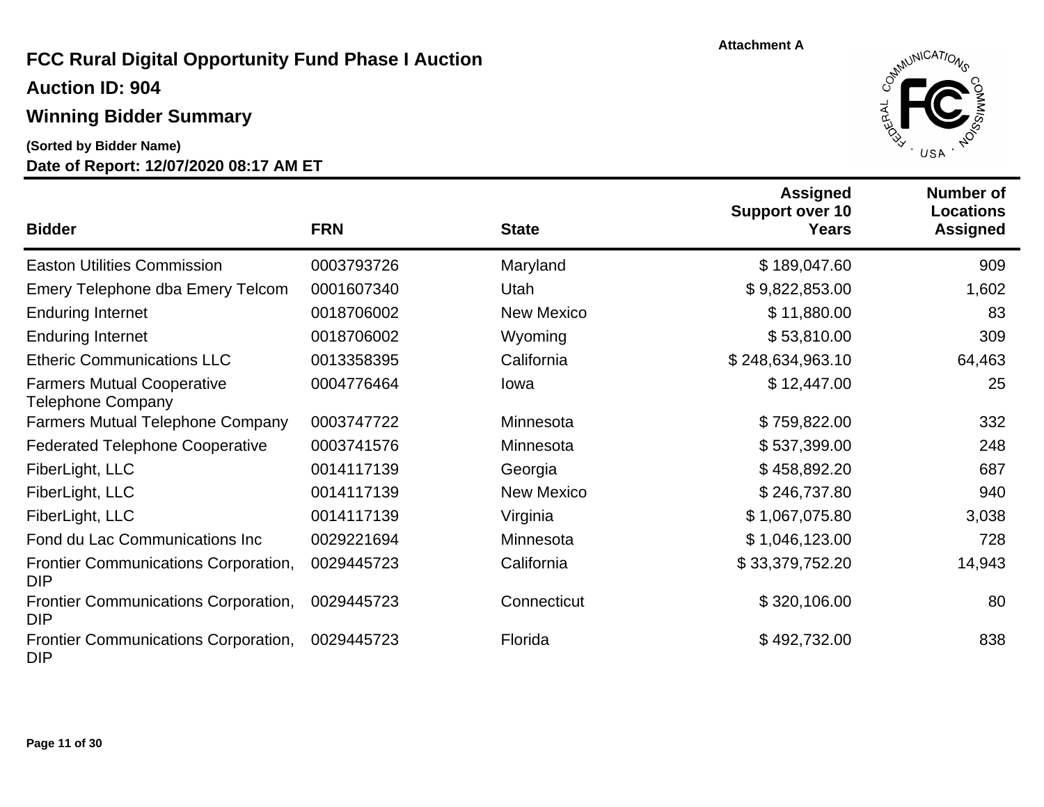Attachment A

# FCC Rural Digital Opportunity Fund Phase I Auction

## Auction ID: 904

## Winning Bidder Summary

**(Sorted by Bidder Name)**

**Date of Report: 12/07/2020 08:17 AM ET**

| Bidder | FRN | State | Assigned Support over 10 Years | Number of Locations Assigned |
|---|---|---|---|---|
| Easton Utilities Commission | 0003793726 | Maryland | $ 189,047.60 | 909 |
| Emery Telephone dba Emery Telcom | 0001607340 | Utah | $ 9,822,853.00 | 1,602 |
| Enduring Internet | 0018706002 | New Mexico | $ 11,880.00 | 83 |
| Enduring Internet | 0018706002 | Wyoming | $ 53,810.00 | 309 |
| Etheric Communications LLC | 0013358395 | California | $ 248,634,963.10 | 64,463 |
| Farmers Mutual Cooperative Telephone Company | 0004776464 | Iowa | $ 12,447.00 | 25 |
| Farmers Mutual Telephone Company | 0003747722 | Minnesota | $ 759,822.00 | 332 |
| Federated Telephone Cooperative | 0003741576 | Minnesota | $ 537,399.00 | 248 |
| FiberLight, LLC | 0014117139 | Georgia | $ 458,892.20 | 687 |
| FiberLight, LLC | 0014117139 | New Mexico | $ 246,737.80 | 940 |
| FiberLight, LLC | 0014117139 | Virginia | $ 1,067,075.80 | 3,038 |
| Fond du Lac Communications Inc | 0029221694 | Minnesota | $ 1,046,123.00 | 728 |
| Frontier Communications Corporation, DIP | 0029445723 | California | $ 33,379,752.20 | 14,943 |
| Frontier Communications Corporation, DIP | 0029445723 | Connecticut | $ 320,106.00 | 80 |
| Frontier Communications Corporation, DIP | 0029445723 | Florida | $ 492,732.00 | 838 |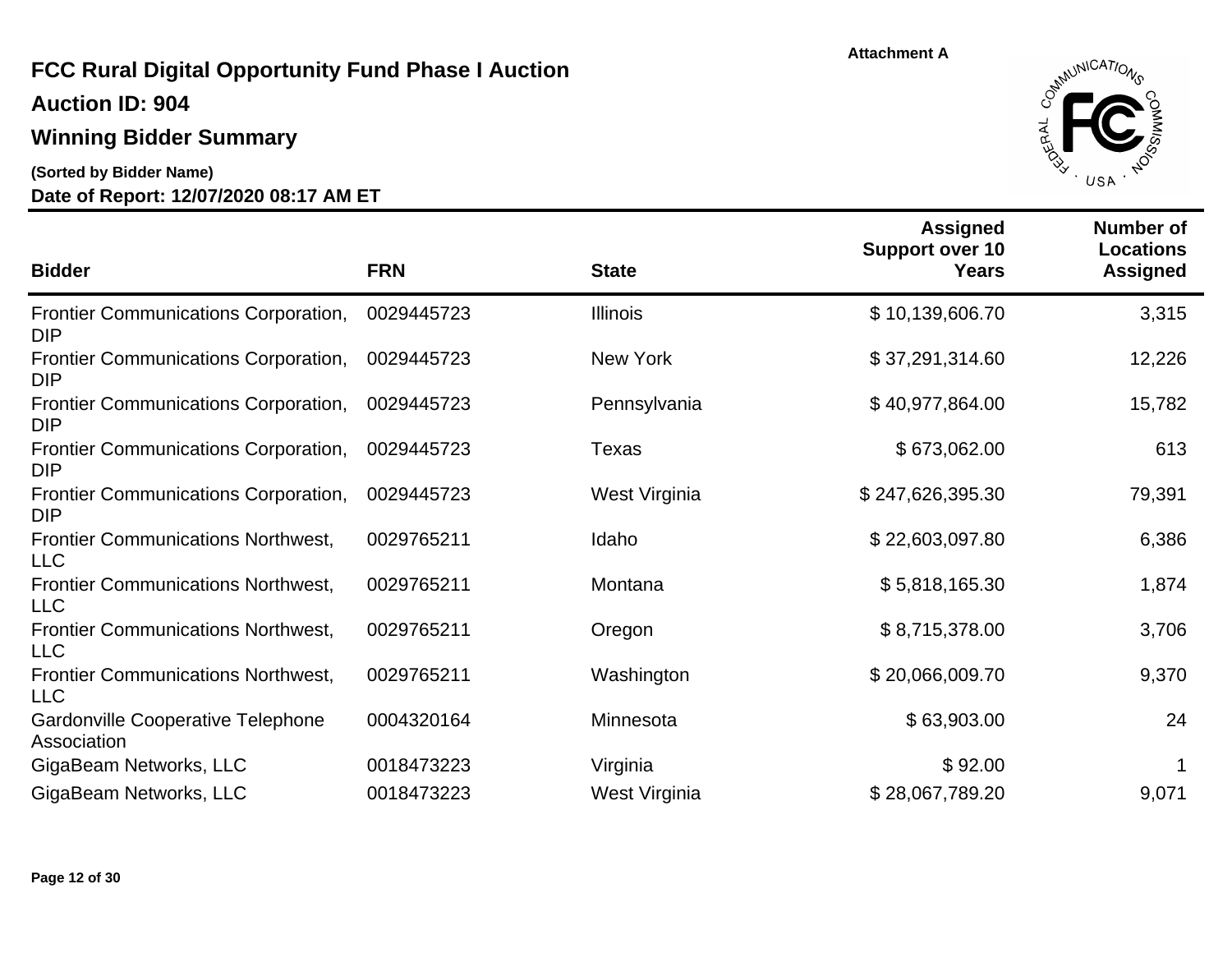Attachment A

# FCC Rural Digital Opportunity Fund Phase I Auction

## Auction ID: 904

## Winning Bidder Summary

**(Sorted by Bidder Name)**

**Date of Report: 12/07/2020 08:17 AM ET**

| Bidder | FRN | State | Assigned Support over 10 Years | Number of Locations Assigned |
|---|---|---|---|---|
| Frontier Communications Corporation, DIP | 0029445723 | Illinois | $ 10,139,606.70 | 3,315 |
| Frontier Communications Corporation, DIP | 0029445723 | New York | $ 37,291,314.60 | 12,226 |
| Frontier Communications Corporation, DIP | 0029445723 | Pennsylvania | $ 40,977,864.00 | 15,782 |
| Frontier Communications Corporation, DIP | 0029445723 | Texas | $ 673,062.00 | 613 |
| Frontier Communications Corporation, DIP | 0029445723 | West Virginia | $ 247,626,395.30 | 79,391 |
| Frontier Communications Northwest, LLC | 0029765211 | Idaho | $ 22,603,097.80 | 6,386 |
| Frontier Communications Northwest, LLC | 0029765211 | Montana | $ 5,818,165.30 | 1,874 |
| Frontier Communications Northwest, LLC | 0029765211 | Oregon | $ 8,715,378.00 | 3,706 |
| Frontier Communications Northwest, LLC | 0029765211 | Washington | $ 20,066,009.70 | 9,370 |
| Gardonville Cooperative Telephone Association | 0004320164 | Minnesota | $ 63,903.00 | 24 |
| GigaBeam Networks, LLC | 0018473223 | Virginia | $ 92.00 | 1 |
| GigaBeam Networks, LLC | 0018473223 | West Virginia | $ 28,067,789.20 | 9,071 |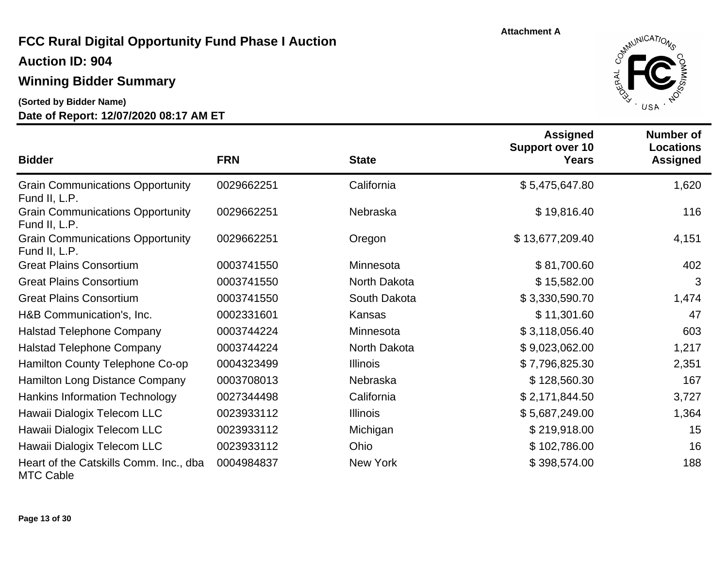Attachment A

# FCC Rural Digital Opportunity Fund Phase I Auction

## Auction ID: 904

## Winning Bidder Summary

**(Sorted by Bidder Name)**

**Date of Report: 12/07/2020 08:17 AM ET**

| Bidder | FRN | State | Assigned Support over 10 Years | Number of Locations Assigned |
|---|---|---|---:|---:|
| Grain Communications Opportunity Fund II, L.P. | 0029662251 | California | $ 5,475,647.80 | 1,620 |
| Grain Communications Opportunity Fund II, L.P. | 0029662251 | Nebraska | $ 19,816.40 | 116 |
| Grain Communications Opportunity Fund II, L.P. | 0029662251 | Oregon | $ 13,677,209.40 | 4,151 |
| Great Plains Consortium | 0003741550 | Minnesota | $ 81,700.60 | 402 |
| Great Plains Consortium | 0003741550 | North Dakota | $ 15,582.00 | 3 |
| Great Plains Consortium | 0003741550 | South Dakota | $ 3,330,590.70 | 1,474 |
| H&B Communication's, Inc. | 0002331601 | Kansas | $ 11,301.60 | 47 |
| Halstad Telephone Company | 0003744224 | Minnesota | $ 3,118,056.40 | 603 |
| Halstad Telephone Company | 0003744224 | North Dakota | $ 9,023,062.00 | 1,217 |
| Hamilton County Telephone Co-op | 0004323499 | Illinois | $ 7,796,825.30 | 2,351 |
| Hamilton Long Distance Company | 0003708013 | Nebraska | $ 128,560.30 | 167 |
| Hankins Information Technology | 0027344498 | California | $ 2,171,844.50 | 3,727 |
| Hawaii Dialogix Telecom LLC | 0023933112 | Illinois | $ 5,687,249.00 | 1,364 |
| Hawaii Dialogix Telecom LLC | 0023933112 | Michigan | $ 219,918.00 | 15 |
| Hawaii Dialogix Telecom LLC | 0023933112 | Ohio | $ 102,786.00 | 16 |
| Heart of the Catskills Comm. Inc., dba MTC Cable | 0004984837 | New York | $ 398,574.00 | 188 |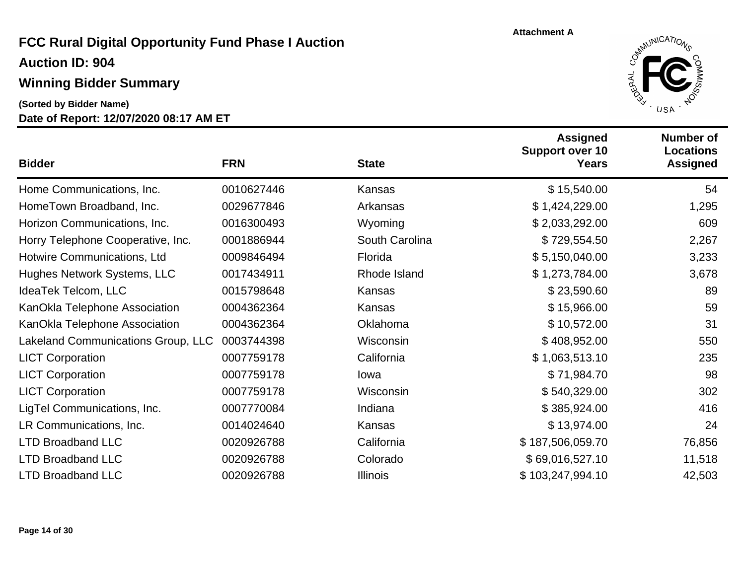Attachment A

# FCC Rural Digital Opportunity Fund Phase I Auction

## Auction ID: 904

## Winning Bidder Summary

**(Sorted by Bidder Name)**

**Date of Report: 12/07/2020 08:17 AM ET**

| Bidder | FRN | State | Assigned Support over 10 Years | Number of Locations Assigned |
|---|---|---|---|---|
| Home Communications, Inc. | 0010627446 | Kansas | $ 15,540.00 | 54 |
| HomeTown Broadband, Inc. | 0029677846 | Arkansas | $ 1,424,229.00 | 1,295 |
| Horizon Communications, Inc. | 0016300493 | Wyoming | $ 2,033,292.00 | 609 |
| Horry Telephone Cooperative, Inc. | 0001886944 | South Carolina | $ 729,554.50 | 2,267 |
| Hotwire Communications, Ltd | 0009846494 | Florida | $ 5,150,040.00 | 3,233 |
| Hughes Network Systems, LLC | 0017434911 | Rhode Island | $ 1,273,784.00 | 3,678 |
| IdeaTek Telcom, LLC | 0015798648 | Kansas | $ 23,590.60 | 89 |
| KanOkla Telephone Association | 0004362364 | Kansas | $ 15,966.00 | 59 |
| KanOkla Telephone Association | 0004362364 | Oklahoma | $ 10,572.00 | 31 |
| Lakeland Communications Group, LLC | 0003744398 | Wisconsin | $ 408,952.00 | 550 |
| LICT Corporation | 0007759178 | California | $ 1,063,513.10 | 235 |
| LICT Corporation | 0007759178 | Iowa | $ 71,984.70 | 98 |
| LICT Corporation | 0007759178 | Wisconsin | $ 540,329.00 | 302 |
| LigTel Communications, Inc. | 0007770084 | Indiana | $ 385,924.00 | 416 |
| LR Communications, Inc. | 0014024640 | Kansas | $ 13,974.00 | 24 |
| LTD Broadband LLC | 0020926788 | California | $ 187,506,059.70 | 76,856 |
| LTD Broadband LLC | 0020926788 | Colorado | $ 69,016,527.10 | 11,518 |
| LTD Broadband LLC | 0020926788 | Illinois | $ 103,247,994.10 | 42,503 |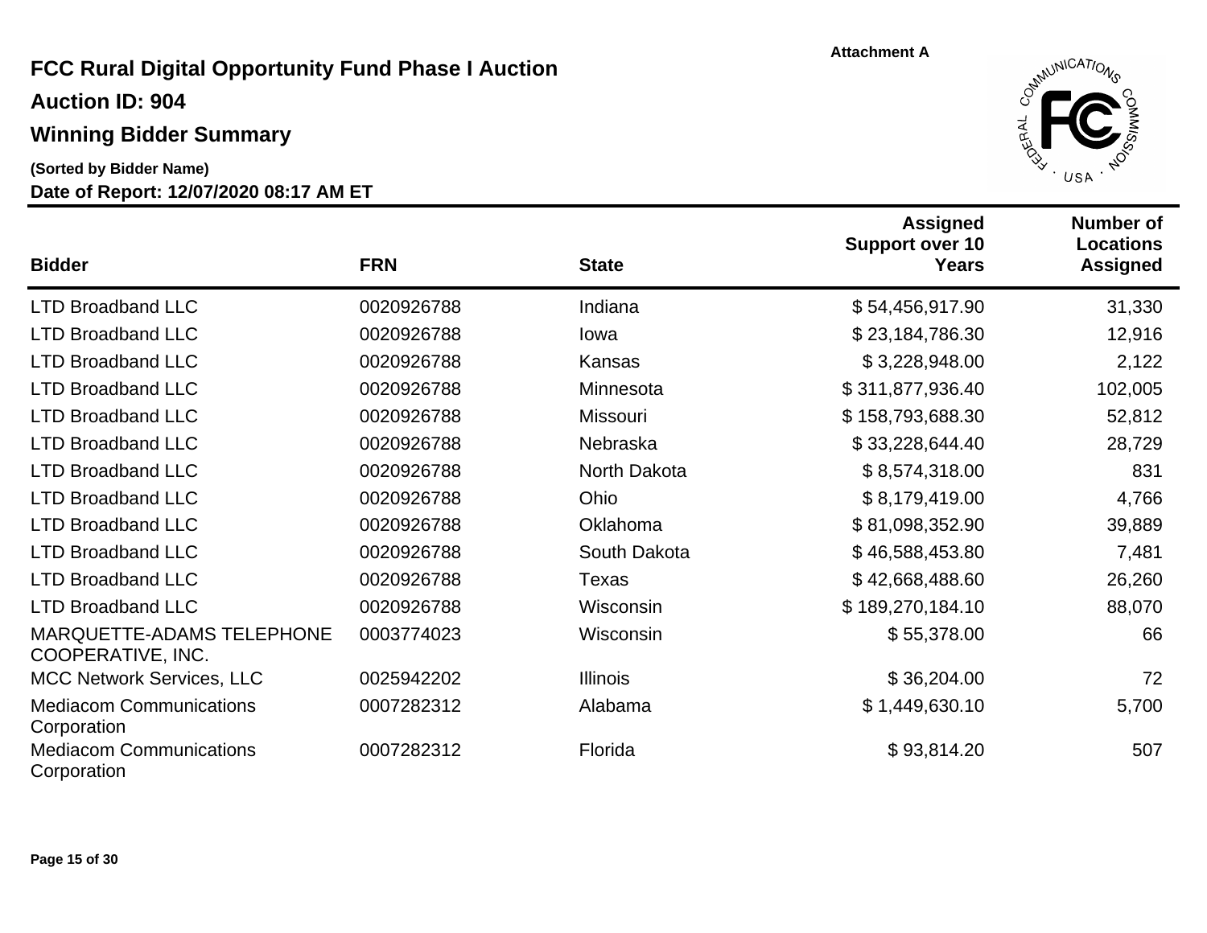Attachment A

# FCC Rural Digital Opportunity Fund Phase I Auction

## Auction ID: 904

## Winning Bidder Summary

**(Sorted by Bidder Name)**

**Date of Report: 12/07/2020 08:17 AM ET**

| Bidder | FRN | State | Assigned Support over 10 Years | Number of Locations Assigned |
|---|---|---|---:|---:|
| LTD Broadband LLC | 0020926788 | Indiana | $ 54,456,917.90 | 31,330 |
| LTD Broadband LLC | 0020926788 | Iowa | $ 23,184,786.30 | 12,916 |
| LTD Broadband LLC | 0020926788 | Kansas | $ 3,228,948.00 | 2,122 |
| LTD Broadband LLC | 0020926788 | Minnesota | $ 311,877,936.40 | 102,005 |
| LTD Broadband LLC | 0020926788 | Missouri | $ 158,793,688.30 | 52,812 |
| LTD Broadband LLC | 0020926788 | Nebraska | $ 33,228,644.40 | 28,729 |
| LTD Broadband LLC | 0020926788 | North Dakota | $ 8,574,318.00 | 831 |
| LTD Broadband LLC | 0020926788 | Ohio | $ 8,179,419.00 | 4,766 |
| LTD Broadband LLC | 0020926788 | Oklahoma | $ 81,098,352.90 | 39,889 |
| LTD Broadband LLC | 0020926788 | South Dakota | $ 46,588,453.80 | 7,481 |
| LTD Broadband LLC | 0020926788 | Texas | $ 42,668,488.60 | 26,260 |
| LTD Broadband LLC | 0020926788 | Wisconsin | $ 189,270,184.10 | 88,070 |
| MARQUETTE-ADAMS TELEPHONE COOPERATIVE, INC. | 0003774023 | Wisconsin | $ 55,378.00 | 66 |
| MCC Network Services, LLC | 0025942202 | Illinois | $ 36,204.00 | 72 |
| Mediacom Communications Corporation | 0007282312 | Alabama | $ 1,449,630.10 | 5,700 |
| Mediacom Communications Corporation | 0007282312 | Florida | $ 93,814.20 | 507 |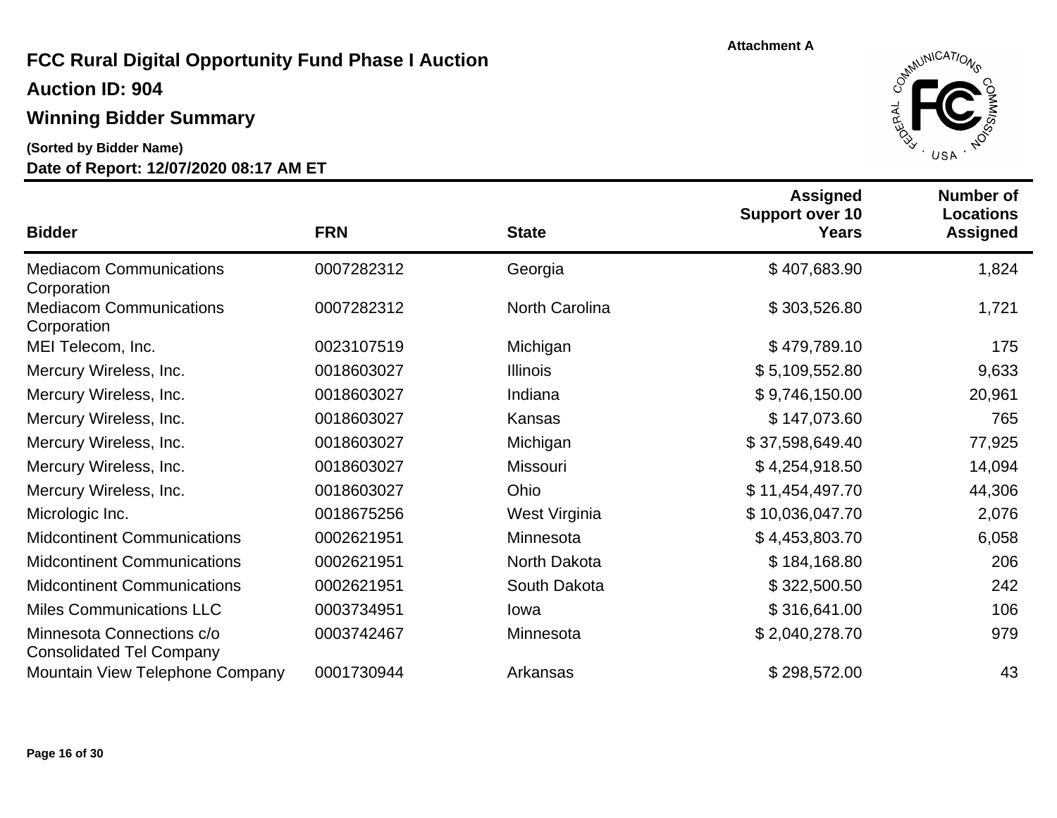Attachment A

# FCC Rural Digital Opportunity Fund Phase I Auction

## Auction ID: 904

## Winning Bidder Summary

**(Sorted by Bidder Name)**

**Date of Report: 12/07/2020 08:17 AM ET**

| Bidder | FRN | State | Assigned Support over 10 Years | Number of Locations Assigned |
|---|---|---|---|---|
| Mediacom Communications Corporation | 0007282312 | Georgia | $ 407,683.90 | 1,824 |
| Mediacom Communications Corporation | 0007282312 | North Carolina | $ 303,526.80 | 1,721 |
| MEI Telecom, Inc. | 0023107519 | Michigan | $ 479,789.10 | 175 |
| Mercury Wireless, Inc. | 0018603027 | Illinois | $ 5,109,552.80 | 9,633 |
| Mercury Wireless, Inc. | 0018603027 | Indiana | $ 9,746,150.00 | 20,961 |
| Mercury Wireless, Inc. | 0018603027 | Kansas | $ 147,073.60 | 765 |
| Mercury Wireless, Inc. | 0018603027 | Michigan | $ 37,598,649.40 | 77,925 |
| Mercury Wireless, Inc. | 0018603027 | Missouri | $ 4,254,918.50 | 14,094 |
| Mercury Wireless, Inc. | 0018603027 | Ohio | $ 11,454,497.70 | 44,306 |
| Micrologic Inc. | 0018675256 | West Virginia | $ 10,036,047.70 | 2,076 |
| Midcontinent Communications | 0002621951 | Minnesota | $ 4,453,803.70 | 6,058 |
| Midcontinent Communications | 0002621951 | North Dakota | $ 184,168.80 | 206 |
| Midcontinent Communications | 0002621951 | South Dakota | $ 322,500.50 | 242 |
| Miles Communications LLC | 0003734951 | Iowa | $ 316,641.00 | 106 |
| Minnesota Connections c/o Consolidated Tel Company | 0003742467 | Minnesota | $ 2,040,278.70 | 979 |
| Mountain View Telephone Company | 0001730944 | Arkansas | $ 298,572.00 | 43 |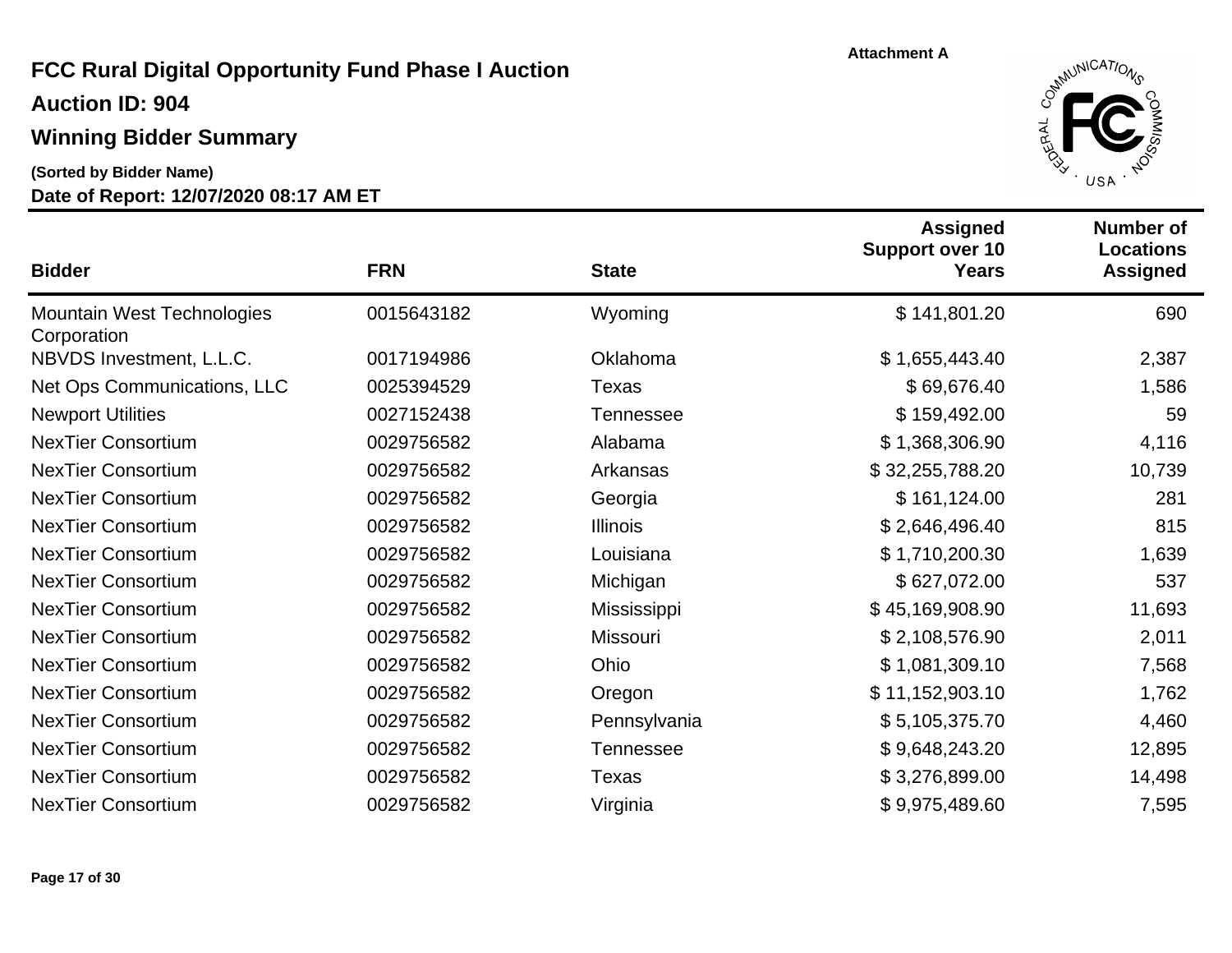Attachment A

# FCC Rural Digital Opportunity Fund Phase I Auction

## Auction ID: 904

## Winning Bidder Summary

**(Sorted by Bidder Name)**

**Date of Report: 12/07/2020 08:17 AM ET**

| Bidder | FRN | State | Assigned Support over 10 Years | Number of Locations Assigned |
|---|---|---|---|---|
| Mountain West Technologies Corporation | 0015643182 | Wyoming | $ 141,801.20 | 690 |
| NBVDS Investment, L.L.C. | 0017194986 | Oklahoma | $ 1,655,443.40 | 2,387 |
| Net Ops Communications, LLC | 0025394529 | Texas | $ 69,676.40 | 1,586 |
| Newport Utilities | 0027152438 | Tennessee | $ 159,492.00 | 59 |
| NexTier Consortium | 0029756582 | Alabama | $ 1,368,306.90 | 4,116 |
| NexTier Consortium | 0029756582 | Arkansas | $ 32,255,788.20 | 10,739 |
| NexTier Consortium | 0029756582 | Georgia | $ 161,124.00 | 281 |
| NexTier Consortium | 0029756582 | Illinois | $ 2,646,496.40 | 815 |
| NexTier Consortium | 0029756582 | Louisiana | $ 1,710,200.30 | 1,639 |
| NexTier Consortium | 0029756582 | Michigan | $ 627,072.00 | 537 |
| NexTier Consortium | 0029756582 | Mississippi | $ 45,169,908.90 | 11,693 |
| NexTier Consortium | 0029756582 | Missouri | $ 2,108,576.90 | 2,011 |
| NexTier Consortium | 0029756582 | Ohio | $ 1,081,309.10 | 7,568 |
| NexTier Consortium | 0029756582 | Oregon | $ 11,152,903.10 | 1,762 |
| NexTier Consortium | 0029756582 | Pennsylvania | $ 5,105,375.70 | 4,460 |
| NexTier Consortium | 0029756582 | Tennessee | $ 9,648,243.20 | 12,895 |
| NexTier Consortium | 0029756582 | Texas | $ 3,276,899.00 | 14,498 |
| NexTier Consortium | 0029756582 | Virginia | $ 9,975,489.60 | 7,595 |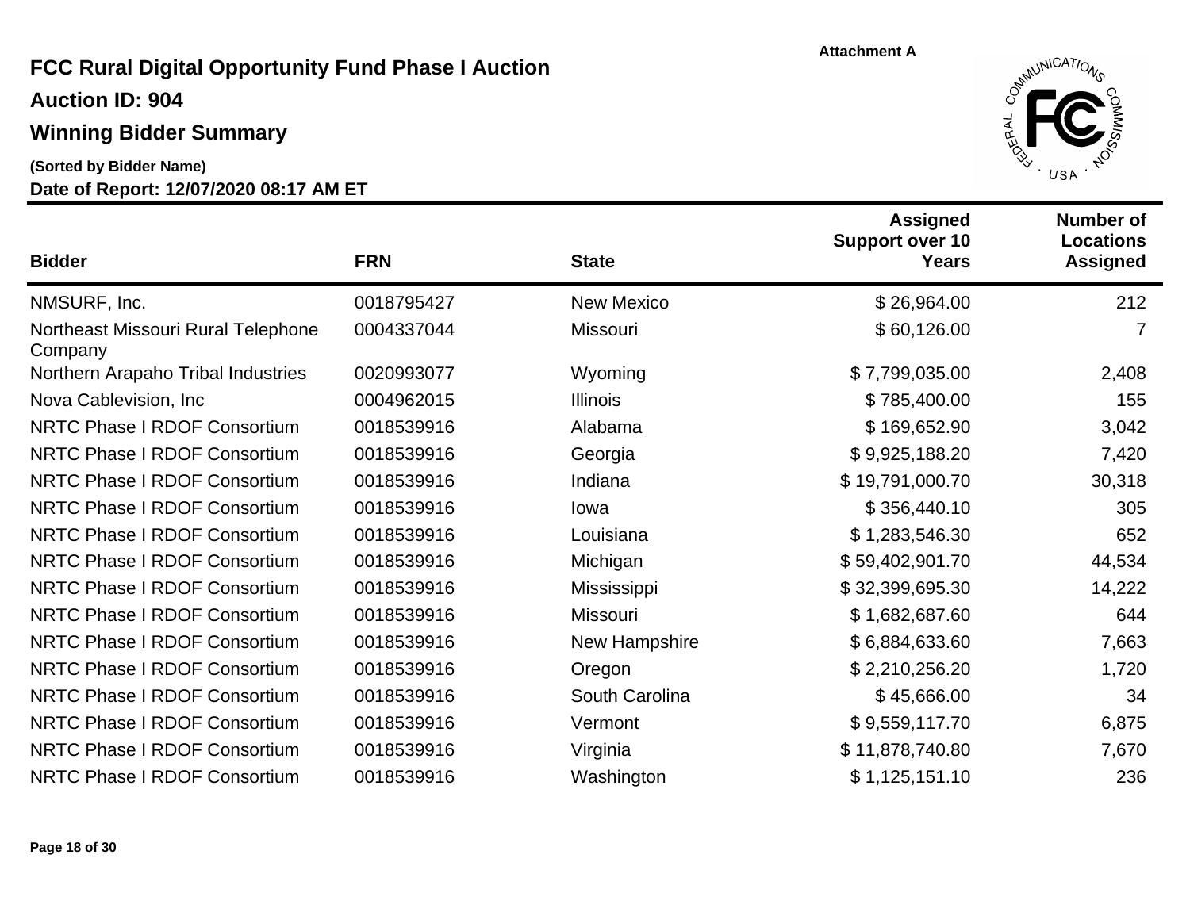Attachment A

# FCC Rural Digital Opportunity Fund Phase I Auction

## Auction ID: 904

## Winning Bidder Summary

**(Sorted by Bidder Name)**

**Date of Report: 12/07/2020 08:17 AM ET**

| Bidder | FRN | State | Assigned Support over 10 Years | Number of Locations Assigned |
|---|---|---|---|---|
| NMSURF, Inc. | 0018795427 | New Mexico | $ 26,964.00 | 212 |
| Northeast Missouri Rural Telephone Company | 0004337044 | Missouri | $ 60,126.00 | 7 |
| Northern Arapaho Tribal Industries | 0020993077 | Wyoming | $ 7,799,035.00 | 2,408 |
| Nova Cablevision, Inc | 0004962015 | Illinois | $ 785,400.00 | 155 |
| NRTC Phase I RDOF Consortium | 0018539916 | Alabama | $ 169,652.90 | 3,042 |
| NRTC Phase I RDOF Consortium | 0018539916 | Georgia | $ 9,925,188.20 | 7,420 |
| NRTC Phase I RDOF Consortium | 0018539916 | Indiana | $ 19,791,000.70 | 30,318 |
| NRTC Phase I RDOF Consortium | 0018539916 | Iowa | $ 356,440.10 | 305 |
| NRTC Phase I RDOF Consortium | 0018539916 | Louisiana | $ 1,283,546.30 | 652 |
| NRTC Phase I RDOF Consortium | 0018539916 | Michigan | $ 59,402,901.70 | 44,534 |
| NRTC Phase I RDOF Consortium | 0018539916 | Mississippi | $ 32,399,695.30 | 14,222 |
| NRTC Phase I RDOF Consortium | 0018539916 | Missouri | $ 1,682,687.60 | 644 |
| NRTC Phase I RDOF Consortium | 0018539916 | New Hampshire | $ 6,884,633.60 | 7,663 |
| NRTC Phase I RDOF Consortium | 0018539916 | Oregon | $ 2,210,256.20 | 1,720 |
| NRTC Phase I RDOF Consortium | 0018539916 | South Carolina | $ 45,666.00 | 34 |
| NRTC Phase I RDOF Consortium | 0018539916 | Vermont | $ 9,559,117.70 | 6,875 |
| NRTC Phase I RDOF Consortium | 0018539916 | Virginia | $ 11,878,740.80 | 7,670 |
| NRTC Phase I RDOF Consortium | 0018539916 | Washington | $ 1,125,151.10 | 236 |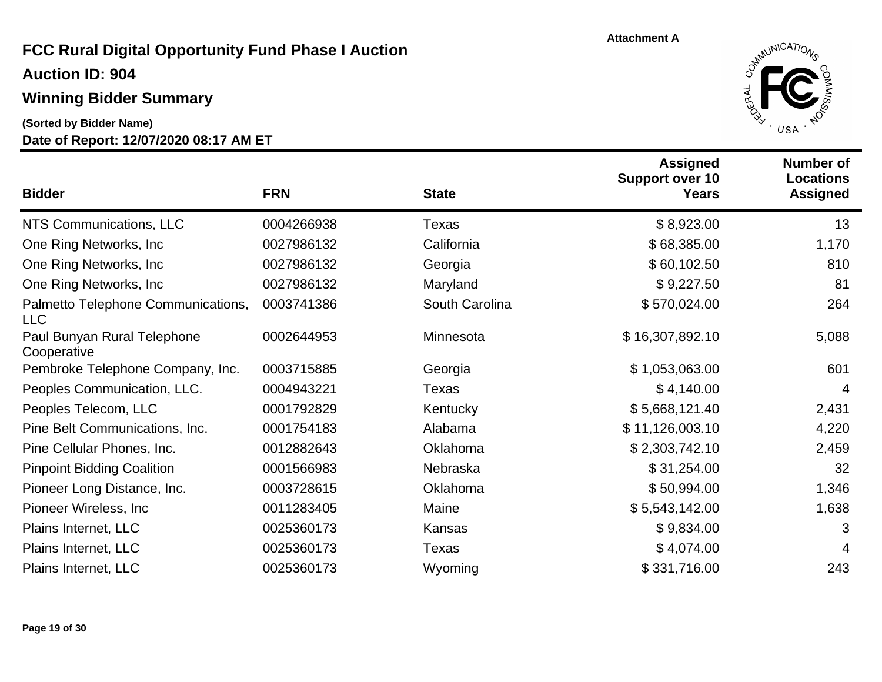Attachment A

# FCC Rural Digital Opportunity Fund Phase I Auction

## Auction ID: 904

## Winning Bidder Summary

**(Sorted by Bidder Name)**

**Date of Report: 12/07/2020 08:17 AM ET**

| Bidder | FRN | State | Assigned Support over 10 Years | Number of Locations Assigned |
|---|---|---|---|---|
| NTS Communications, LLC | 0004266938 | Texas | $ 8,923.00 | 13 |
| One Ring Networks, Inc | 0027986132 | California | $ 68,385.00 | 1,170 |
| One Ring Networks, Inc | 0027986132 | Georgia | $ 60,102.50 | 810 |
| One Ring Networks, Inc | 0027986132 | Maryland | $ 9,227.50 | 81 |
| Palmetto Telephone Communications, LLC | 0003741386 | South Carolina | $ 570,024.00 | 264 |
| Paul Bunyan Rural Telephone Cooperative | 0002644953 | Minnesota | $ 16,307,892.10 | 5,088 |
| Pembroke Telephone Company, Inc. | 0003715885 | Georgia | $ 1,053,063.00 | 601 |
| Peoples Communication, LLC. | 0004943221 | Texas | $ 4,140.00 | 4 |
| Peoples Telecom, LLC | 0001792829 | Kentucky | $ 5,668,121.40 | 2,431 |
| Pine Belt Communications, Inc. | 0001754183 | Alabama | $ 11,126,003.10 | 4,220 |
| Pine Cellular Phones, Inc. | 0012882643 | Oklahoma | $ 2,303,742.10 | 2,459 |
| Pinpoint Bidding Coalition | 0001566983 | Nebraska | $ 31,254.00 | 32 |
| Pioneer Long Distance, Inc. | 0003728615 | Oklahoma | $ 50,994.00 | 1,346 |
| Pioneer Wireless, Inc | 0011283405 | Maine | $ 5,543,142.00 | 1,638 |
| Plains Internet, LLC | 0025360173 | Kansas | $ 9,834.00 | 3 |
| Plains Internet, LLC | 0025360173 | Texas | $ 4,074.00 | 4 |
| Plains Internet, LLC | 0025360173 | Wyoming | $ 331,716.00 | 243 |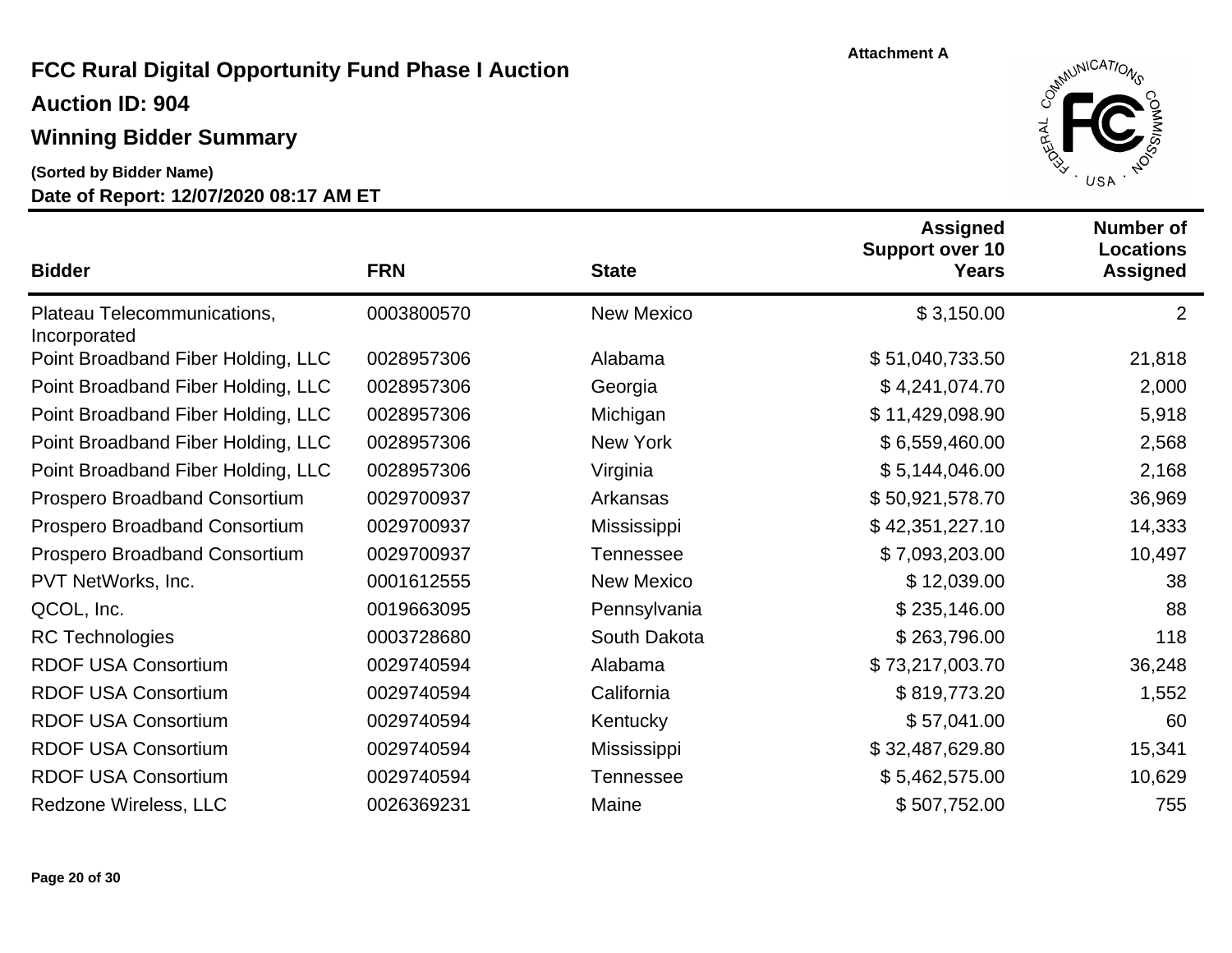Attachment A

# FCC Rural Digital Opportunity Fund Phase I Auction

## Auction ID: 904

## Winning Bidder Summary

**(Sorted by Bidder Name)**

**Date of Report: 12/07/2020 08:17 AM ET**

| Bidder | FRN | State | Assigned Support over 10 Years | Number of Locations Assigned |
|---|---|---|---|---|
| Plateau Telecommunications, Incorporated | 0003800570 | New Mexico | $ 3,150.00 | 2 |
| Point Broadband Fiber Holding, LLC | 0028957306 | Alabama | $ 51,040,733.50 | 21,818 |
| Point Broadband Fiber Holding, LLC | 0028957306 | Georgia | $ 4,241,074.70 | 2,000 |
| Point Broadband Fiber Holding, LLC | 0028957306 | Michigan | $ 11,429,098.90 | 5,918 |
| Point Broadband Fiber Holding, LLC | 0028957306 | New York | $ 6,559,460.00 | 2,568 |
| Point Broadband Fiber Holding, LLC | 0028957306 | Virginia | $ 5,144,046.00 | 2,168 |
| Prospero Broadband Consortium | 0029700937 | Arkansas | $ 50,921,578.70 | 36,969 |
| Prospero Broadband Consortium | 0029700937 | Mississippi | $ 42,351,227.10 | 14,333 |
| Prospero Broadband Consortium | 0029700937 | Tennessee | $ 7,093,203.00 | 10,497 |
| PVT NetWorks, Inc. | 0001612555 | New Mexico | $ 12,039.00 | 38 |
| QCOL, Inc. | 0019663095 | Pennsylvania | $ 235,146.00 | 88 |
| RC Technologies | 0003728680 | South Dakota | $ 263,796.00 | 118 |
| RDOF USA Consortium | 0029740594 | Alabama | $ 73,217,003.70 | 36,248 |
| RDOF USA Consortium | 0029740594 | California | $ 819,773.20 | 1,552 |
| RDOF USA Consortium | 0029740594 | Kentucky | $ 57,041.00 | 60 |
| RDOF USA Consortium | 0029740594 | Mississippi | $ 32,487,629.80 | 15,341 |
| RDOF USA Consortium | 0029740594 | Tennessee | $ 5,462,575.00 | 10,629 |
| Redzone Wireless, LLC | 0026369231 | Maine | $ 507,752.00 | 755 |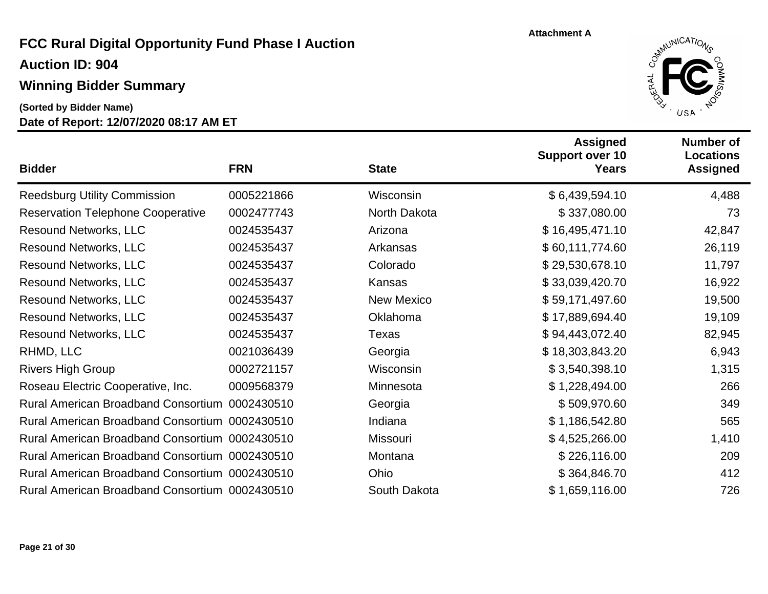Attachment A

# FCC Rural Digital Opportunity Fund Phase I Auction

## Auction ID: 904

## Winning Bidder Summary

**(Sorted by Bidder Name)**

**Date of Report: 12/07/2020 08:17 AM ET**

| Bidder | FRN | State | Assigned Support over 10 Years | Number of Locations Assigned |
|---|---|---|---:|---:|
| Reedsburg Utility Commission | 0005221866 | Wisconsin | $ 6,439,594.10 | 4,488 |
| Reservation Telephone Cooperative | 0002477743 | North Dakota | $ 337,080.00 | 73 |
| Resound Networks, LLC | 0024535437 | Arizona | $ 16,495,471.10 | 42,847 |
| Resound Networks, LLC | 0024535437 | Arkansas | $ 60,111,774.60 | 26,119 |
| Resound Networks, LLC | 0024535437 | Colorado | $ 29,530,678.10 | 11,797 |
| Resound Networks, LLC | 0024535437 | Kansas | $ 33,039,420.70 | 16,922 |
| Resound Networks, LLC | 0024535437 | New Mexico | $ 59,171,497.60 | 19,500 |
| Resound Networks, LLC | 0024535437 | Oklahoma | $ 17,889,694.40 | 19,109 |
| Resound Networks, LLC | 0024535437 | Texas | $ 94,443,072.40 | 82,945 |
| RHMD, LLC | 0021036439 | Georgia | $ 18,303,843.20 | 6,943 |
| Rivers High Group | 0002721157 | Wisconsin | $ 3,540,398.10 | 1,315 |
| Roseau Electric Cooperative, Inc. | 0009568379 | Minnesota | $ 1,228,494.00 | 266 |
| Rural American Broadband Consortium | 0002430510 | Georgia | $ 509,970.60 | 349 |
| Rural American Broadband Consortium | 0002430510 | Indiana | $ 1,186,542.80 | 565 |
| Rural American Broadband Consortium | 0002430510 | Missouri | $ 4,525,266.00 | 1,410 |
| Rural American Broadband Consortium | 0002430510 | Montana | $ 226,116.00 | 209 |
| Rural American Broadband Consortium | 0002430510 | Ohio | $ 364,846.70 | 412 |
| Rural American Broadband Consortium | 0002430510 | South Dakota | $ 1,659,116.00 | 726 |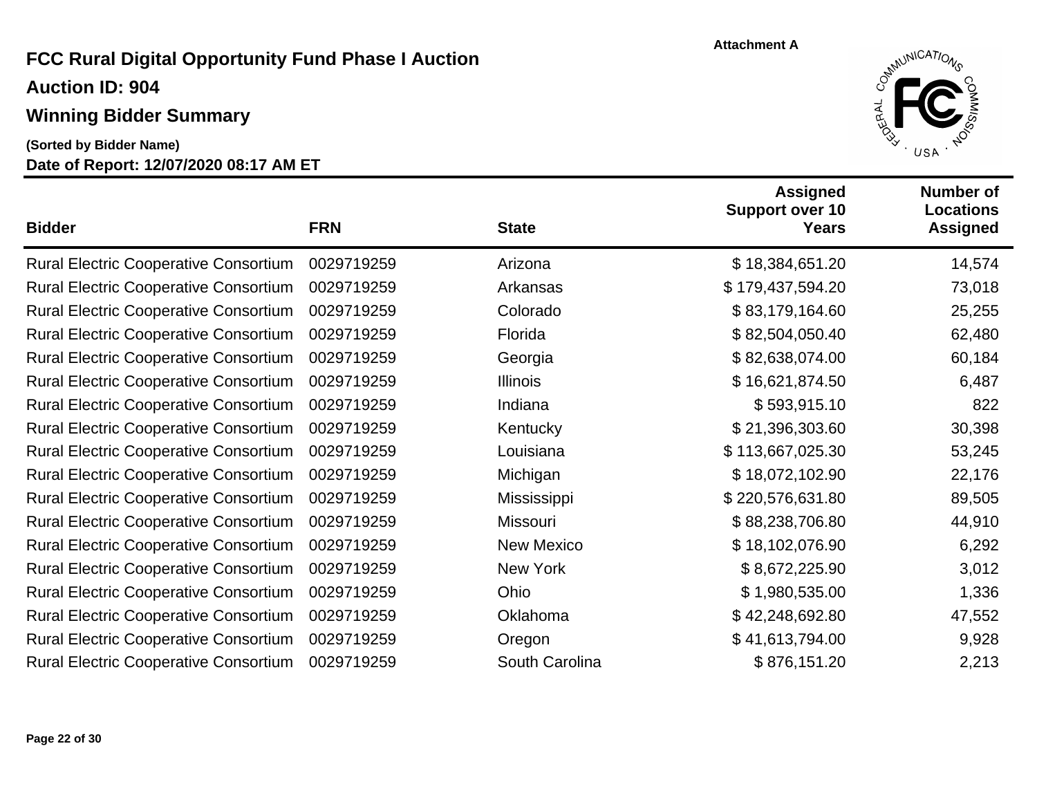Attachment A

# FCC Rural Digital Opportunity Fund Phase I Auction

## Auction ID: 904

## Winning Bidder Summary

**(Sorted by Bidder Name)**

**Date of Report: 12/07/2020 08:17 AM ET**

| Bidder | FRN | State | Assigned Support over 10 Years | Number of Locations Assigned |
|---|---|---|---|---|
| Rural Electric Cooperative Consortium | 0029719259 | Arizona | $ 18,384,651.20 | 14,574 |
| Rural Electric Cooperative Consortium | 0029719259 | Arkansas | $ 179,437,594.20 | 73,018 |
| Rural Electric Cooperative Consortium | 0029719259 | Colorado | $ 83,179,164.60 | 25,255 |
| Rural Electric Cooperative Consortium | 0029719259 | Florida | $ 82,504,050.40 | 62,480 |
| Rural Electric Cooperative Consortium | 0029719259 | Georgia | $ 82,638,074.00 | 60,184 |
| Rural Electric Cooperative Consortium | 0029719259 | Illinois | $ 16,621,874.50 | 6,487 |
| Rural Electric Cooperative Consortium | 0029719259 | Indiana | $ 593,915.10 | 822 |
| Rural Electric Cooperative Consortium | 0029719259 | Kentucky | $ 21,396,303.60 | 30,398 |
| Rural Electric Cooperative Consortium | 0029719259 | Louisiana | $ 113,667,025.30 | 53,245 |
| Rural Electric Cooperative Consortium | 0029719259 | Michigan | $ 18,072,102.90 | 22,176 |
| Rural Electric Cooperative Consortium | 0029719259 | Mississippi | $ 220,576,631.80 | 89,505 |
| Rural Electric Cooperative Consortium | 0029719259 | Missouri | $ 88,238,706.80 | 44,910 |
| Rural Electric Cooperative Consortium | 0029719259 | New Mexico | $ 18,102,076.90 | 6,292 |
| Rural Electric Cooperative Consortium | 0029719259 | New York | $ 8,672,225.90 | 3,012 |
| Rural Electric Cooperative Consortium | 0029719259 | Ohio | $ 1,980,535.00 | 1,336 |
| Rural Electric Cooperative Consortium | 0029719259 | Oklahoma | $ 42,248,692.80 | 47,552 |
| Rural Electric Cooperative Consortium | 0029719259 | Oregon | $ 41,613,794.00 | 9,928 |
| Rural Electric Cooperative Consortium | 0029719259 | South Carolina | $ 876,151.20 | 2,213 |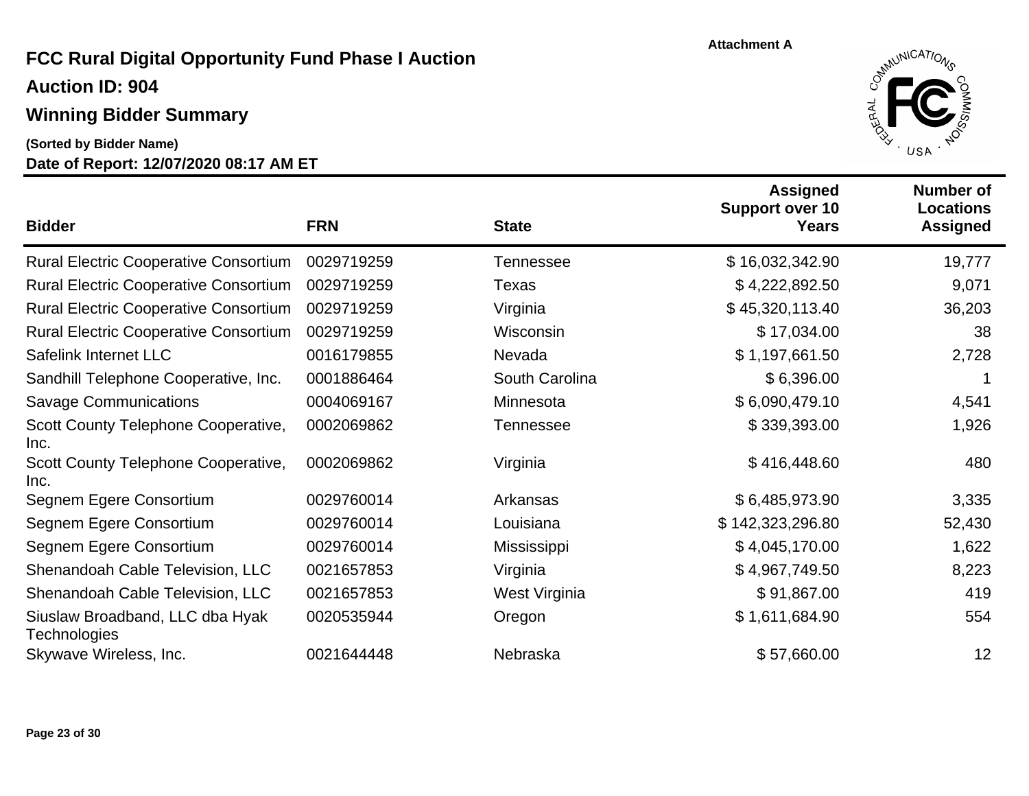Attachment A

# FCC Rural Digital Opportunity Fund Phase I Auction

## Auction ID: 904

## Winning Bidder Summary

**(Sorted by Bidder Name)**

**Date of Report: 12/07/2020 08:17 AM ET**

| Bidder | FRN | State | Assigned Support over 10 Years | Number of Locations Assigned |
|---|---|---|---:|---:|
| Rural Electric Cooperative Consortium | 0029719259 | Tennessee | $ 16,032,342.90 | 19,777 |
| Rural Electric Cooperative Consortium | 0029719259 | Texas | $ 4,222,892.50 | 9,071 |
| Rural Electric Cooperative Consortium | 0029719259 | Virginia | $ 45,320,113.40 | 36,203 |
| Rural Electric Cooperative Consortium | 0029719259 | Wisconsin | $ 17,034.00 | 38 |
| Safelink Internet LLC | 0016179855 | Nevada | $ 1,197,661.50 | 2,728 |
| Sandhill Telephone Cooperative, Inc. | 0001886464 | South Carolina | $ 6,396.00 | 1 |
| Savage Communications | 0004069167 | Minnesota | $ 6,090,479.10 | 4,541 |
| Scott County Telephone Cooperative, Inc. | 0002069862 | Tennessee | $ 339,393.00 | 1,926 |
| Scott County Telephone Cooperative, Inc. | 0002069862 | Virginia | $ 416,448.60 | 480 |
| Segnem Egere Consortium | 0029760014 | Arkansas | $ 6,485,973.90 | 3,335 |
| Segnem Egere Consortium | 0029760014 | Louisiana | $ 142,323,296.80 | 52,430 |
| Segnem Egere Consortium | 0029760014 | Mississippi | $ 4,045,170.00 | 1,622 |
| Shenandoah Cable Television, LLC | 0021657853 | Virginia | $ 4,967,749.50 | 8,223 |
| Shenandoah Cable Television, LLC | 0021657853 | West Virginia | $ 91,867.00 | 419 |
| Siuslaw Broadband, LLC dba Hyak Technologies | 0020535944 | Oregon | $ 1,611,684.90 | 554 |
| Skywave Wireless, Inc. | 0021644448 | Nebraska | $ 57,660.00 | 12 |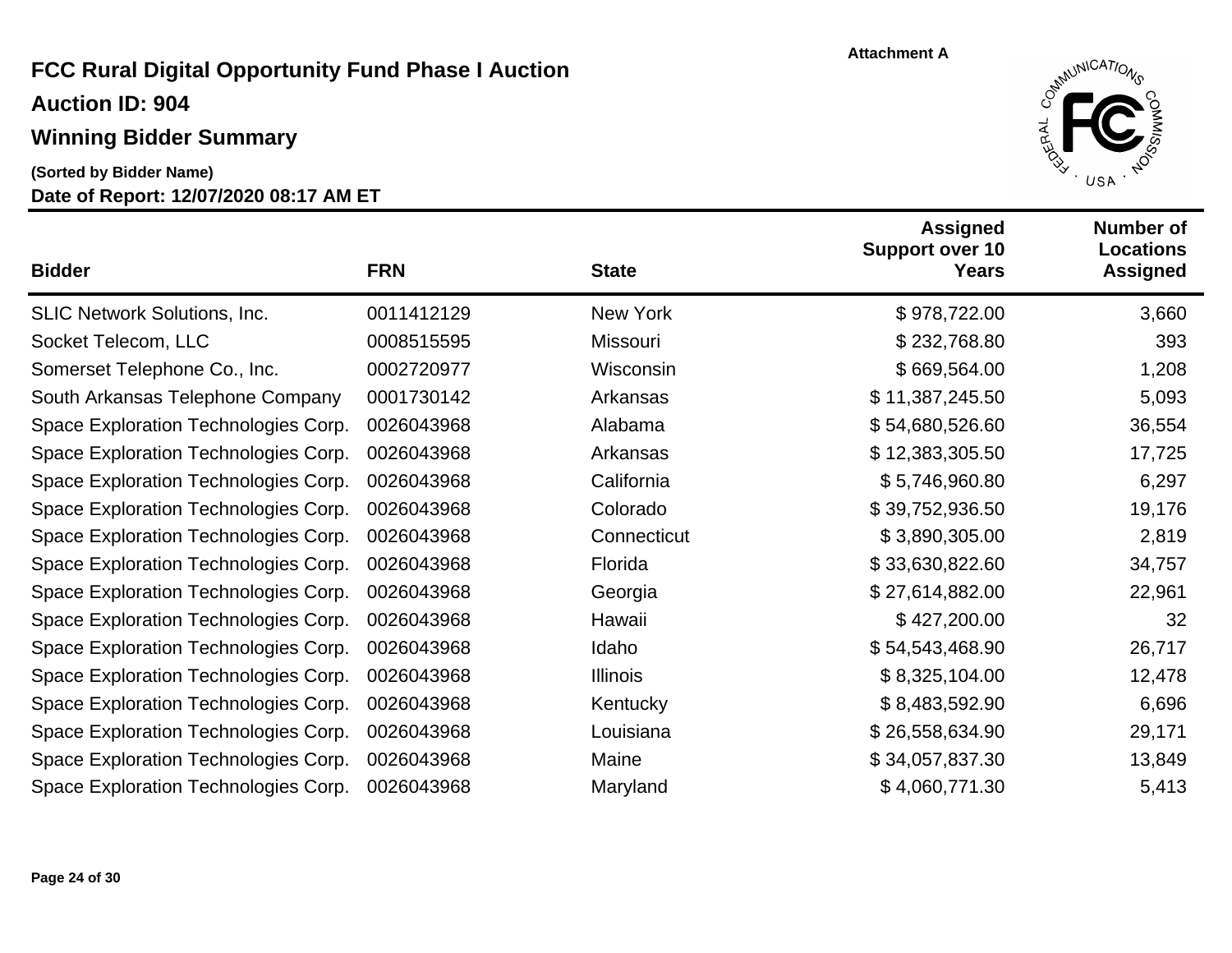Attachment A

# FCC Rural Digital Opportunity Fund Phase I Auction

## Auction ID: 904

## Winning Bidder Summary

**(Sorted by Bidder Name)**

**Date of Report: 12/07/2020 08:17 AM ET**

| Bidder | FRN | State | Assigned Support over 10 Years | Number of Locations Assigned |
|---|---|---|---|---|
| SLIC Network Solutions, Inc. | 0011412129 | New York | $ 978,722.00 | 3,660 |
| Socket Telecom, LLC | 0008515595 | Missouri | $ 232,768.80 | 393 |
| Somerset Telephone Co., Inc. | 0002720977 | Wisconsin | $ 669,564.00 | 1,208 |
| South Arkansas Telephone Company | 0001730142 | Arkansas | $ 11,387,245.50 | 5,093 |
| Space Exploration Technologies Corp. | 0026043968 | Alabama | $ 54,680,526.60 | 36,554 |
| Space Exploration Technologies Corp. | 0026043968 | Arkansas | $ 12,383,305.50 | 17,725 |
| Space Exploration Technologies Corp. | 0026043968 | California | $ 5,746,960.80 | 6,297 |
| Space Exploration Technologies Corp. | 0026043968 | Colorado | $ 39,752,936.50 | 19,176 |
| Space Exploration Technologies Corp. | 0026043968 | Connecticut | $ 3,890,305.00 | 2,819 |
| Space Exploration Technologies Corp. | 0026043968 | Florida | $ 33,630,822.60 | 34,757 |
| Space Exploration Technologies Corp. | 0026043968 | Georgia | $ 27,614,882.00 | 22,961 |
| Space Exploration Technologies Corp. | 0026043968 | Hawaii | $ 427,200.00 | 32 |
| Space Exploration Technologies Corp. | 0026043968 | Idaho | $ 54,543,468.90 | 26,717 |
| Space Exploration Technologies Corp. | 0026043968 | Illinois | $ 8,325,104.00 | 12,478 |
| Space Exploration Technologies Corp. | 0026043968 | Kentucky | $ 8,483,592.90 | 6,696 |
| Space Exploration Technologies Corp. | 0026043968 | Louisiana | $ 26,558,634.90 | 29,171 |
| Space Exploration Technologies Corp. | 0026043968 | Maine | $ 34,057,837.30 | 13,849 |
| Space Exploration Technologies Corp. | 0026043968 | Maryland | $ 4,060,771.30 | 5,413 |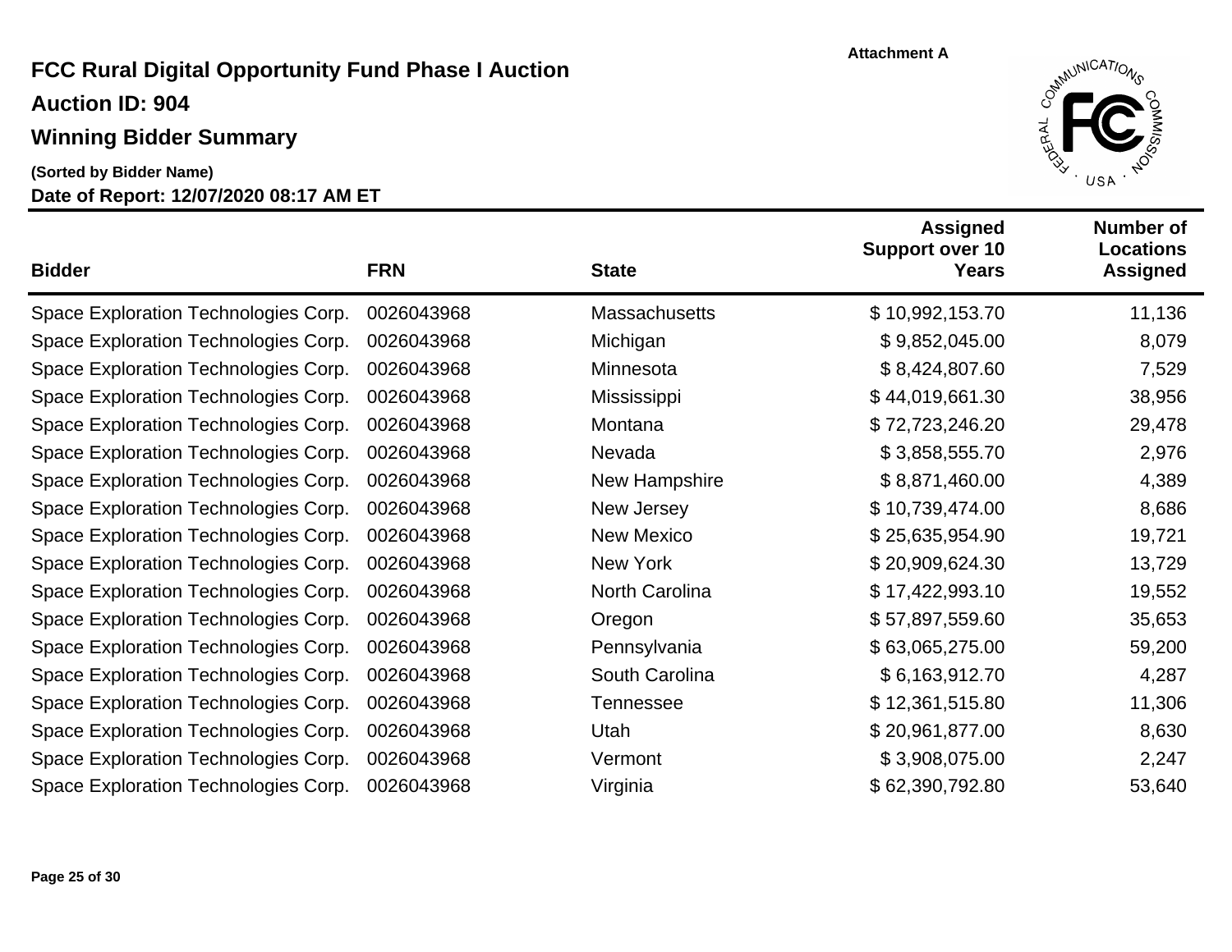Attachment A

# FCC Rural Digital Opportunity Fund Phase I Auction

## Auction ID: 904

## Winning Bidder Summary

**(Sorted by Bidder Name)**

**Date of Report: 12/07/2020 08:17 AM ET**

| Bidder | FRN | State | Assigned Support over 10 Years | Number of Locations Assigned |
|---|---|---|---|---|
| Space Exploration Technologies Corp. | 0026043968 | Massachusetts | $ 10,992,153.70 | 11,136 |
| Space Exploration Technologies Corp. | 0026043968 | Michigan | $ 9,852,045.00 | 8,079 |
| Space Exploration Technologies Corp. | 0026043968 | Minnesota | $ 8,424,807.60 | 7,529 |
| Space Exploration Technologies Corp. | 0026043968 | Mississippi | $ 44,019,661.30 | 38,956 |
| Space Exploration Technologies Corp. | 0026043968 | Montana | $ 72,723,246.20 | 29,478 |
| Space Exploration Technologies Corp. | 0026043968 | Nevada | $ 3,858,555.70 | 2,976 |
| Space Exploration Technologies Corp. | 0026043968 | New Hampshire | $ 8,871,460.00 | 4,389 |
| Space Exploration Technologies Corp. | 0026043968 | New Jersey | $ 10,739,474.00 | 8,686 |
| Space Exploration Technologies Corp. | 0026043968 | New Mexico | $ 25,635,954.90 | 19,721 |
| Space Exploration Technologies Corp. | 0026043968 | New York | $ 20,909,624.30 | 13,729 |
| Space Exploration Technologies Corp. | 0026043968 | North Carolina | $ 17,422,993.10 | 19,552 |
| Space Exploration Technologies Corp. | 0026043968 | Oregon | $ 57,897,559.60 | 35,653 |
| Space Exploration Technologies Corp. | 0026043968 | Pennsylvania | $ 63,065,275.00 | 59,200 |
| Space Exploration Technologies Corp. | 0026043968 | South Carolina | $ 6,163,912.70 | 4,287 |
| Space Exploration Technologies Corp. | 0026043968 | Tennessee | $ 12,361,515.80 | 11,306 |
| Space Exploration Technologies Corp. | 0026043968 | Utah | $ 20,961,877.00 | 8,630 |
| Space Exploration Technologies Corp. | 0026043968 | Vermont | $ 3,908,075.00 | 2,247 |
| Space Exploration Technologies Corp. | 0026043968 | Virginia | $ 62,390,792.80 | 53,640 |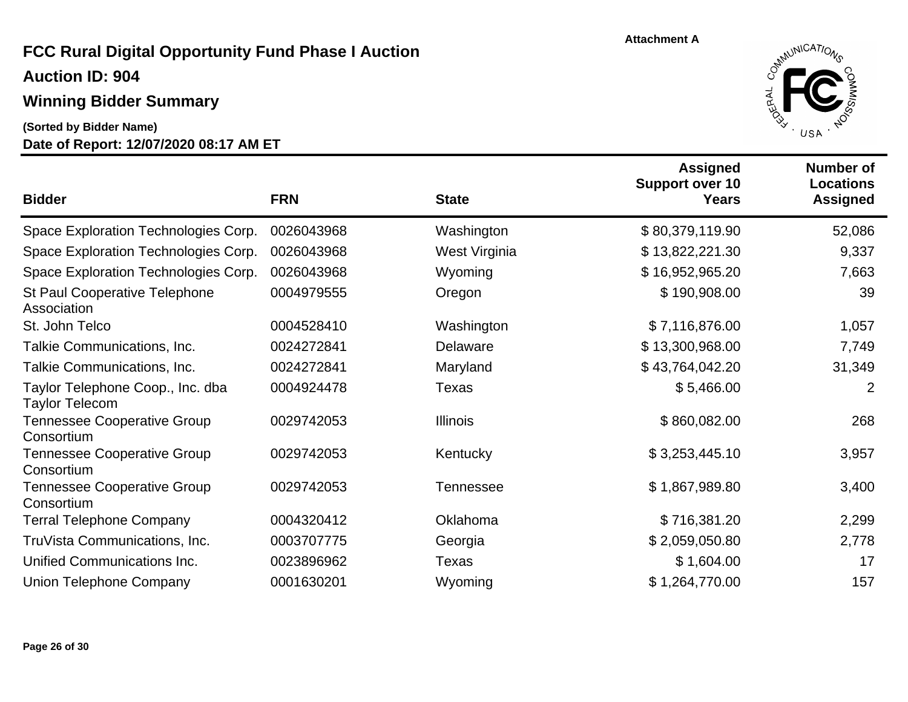Attachment A

# FCC Rural Digital Opportunity Fund Phase I Auction

## Auction ID: 904

## Winning Bidder Summary

**(Sorted by Bidder Name)**

**Date of Report: 12/07/2020 08:17 AM ET**

| Bidder | FRN | State | Assigned Support over 10 Years | Number of Locations Assigned |
|---|---|---|---:|---:|
| Space Exploration Technologies Corp. | 0026043968 | Washington | $ 80,379,119.90 | 52,086 |
| Space Exploration Technologies Corp. | 0026043968 | West Virginia | $ 13,822,221.30 | 9,337 |
| Space Exploration Technologies Corp. | 0026043968 | Wyoming | $ 16,952,965.20 | 7,663 |
| St Paul Cooperative Telephone Association | 0004979555 | Oregon | $ 190,908.00 | 39 |
| St. John Telco | 0004528410 | Washington | $ 7,116,876.00 | 1,057 |
| Talkie Communications, Inc. | 0024272841 | Delaware | $ 13,300,968.00 | 7,749 |
| Talkie Communications, Inc. | 0024272841 | Maryland | $ 43,764,042.20 | 31,349 |
| Taylor Telephone Coop., Inc. dba Taylor Telecom | 0004924478 | Texas | $ 5,466.00 | 2 |
| Tennessee Cooperative Group Consortium | 0029742053 | Illinois | $ 860,082.00 | 268 |
| Tennessee Cooperative Group Consortium | 0029742053 | Kentucky | $ 3,253,445.10 | 3,957 |
| Tennessee Cooperative Group Consortium | 0029742053 | Tennessee | $ 1,867,989.80 | 3,400 |
| Terral Telephone Company | 0004320412 | Oklahoma | $ 716,381.20 | 2,299 |
| TruVista Communications, Inc. | 0003707775 | Georgia | $ 2,059,050.80 | 2,778 |
| Unified Communications Inc. | 0023896962 | Texas | $ 1,604.00 | 17 |
| Union Telephone Company | 0001630201 | Wyoming | $ 1,264,770.00 | 157 |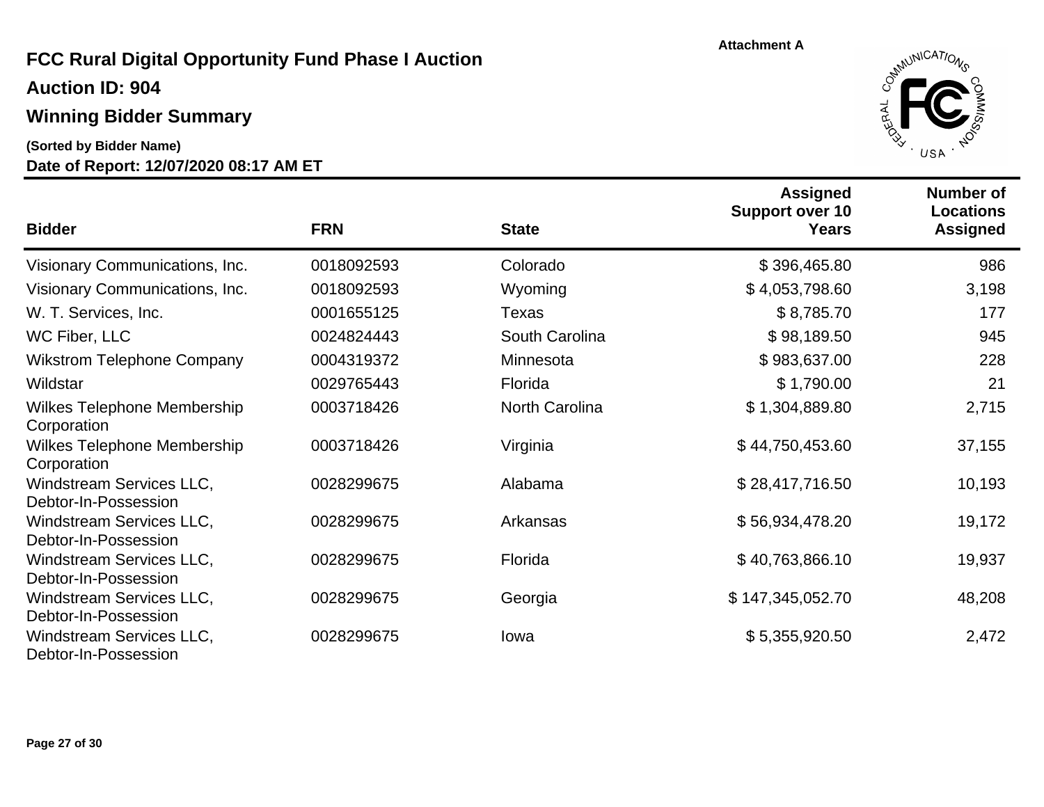Attachment A

# FCC Rural Digital Opportunity Fund Phase I Auction

## Auction ID: 904

## Winning Bidder Summary

**(Sorted by Bidder Name)**

**Date of Report: 12/07/2020 08:17 AM ET**

| Bidder | FRN | State | Assigned Support over 10 Years | Number of Locations Assigned |
|---|---|---|---|---|
| Visionary Communications, Inc. | 0018092593 | Colorado | $ 396,465.80 | 986 |
| Visionary Communications, Inc. | 0018092593 | Wyoming | $ 4,053,798.60 | 3,198 |
| W. T. Services, Inc. | 0001655125 | Texas | $ 8,785.70 | 177 |
| WC Fiber, LLC | 0024824443 | South Carolina | $ 98,189.50 | 945 |
| Wikstrom Telephone Company | 0004319372 | Minnesota | $ 983,637.00 | 228 |
| Wildstar | 0029765443 | Florida | $ 1,790.00 | 21 |
| Wilkes Telephone Membership Corporation | 0003718426 | North Carolina | $ 1,304,889.80 | 2,715 |
| Wilkes Telephone Membership Corporation | 0003718426 | Virginia | $ 44,750,453.60 | 37,155 |
| Windstream Services LLC, Debtor-In-Possession | 0028299675 | Alabama | $ 28,417,716.50 | 10,193 |
| Windstream Services LLC, Debtor-In-Possession | 0028299675 | Arkansas | $ 56,934,478.20 | 19,172 |
| Windstream Services LLC, Debtor-In-Possession | 0028299675 | Florida | $ 40,763,866.10 | 19,937 |
| Windstream Services LLC, Debtor-In-Possession | 0028299675 | Georgia | $ 147,345,052.70 | 48,208 |
| Windstream Services LLC, Debtor-In-Possession | 0028299675 | Iowa | $ 5,355,920.50 | 2,472 |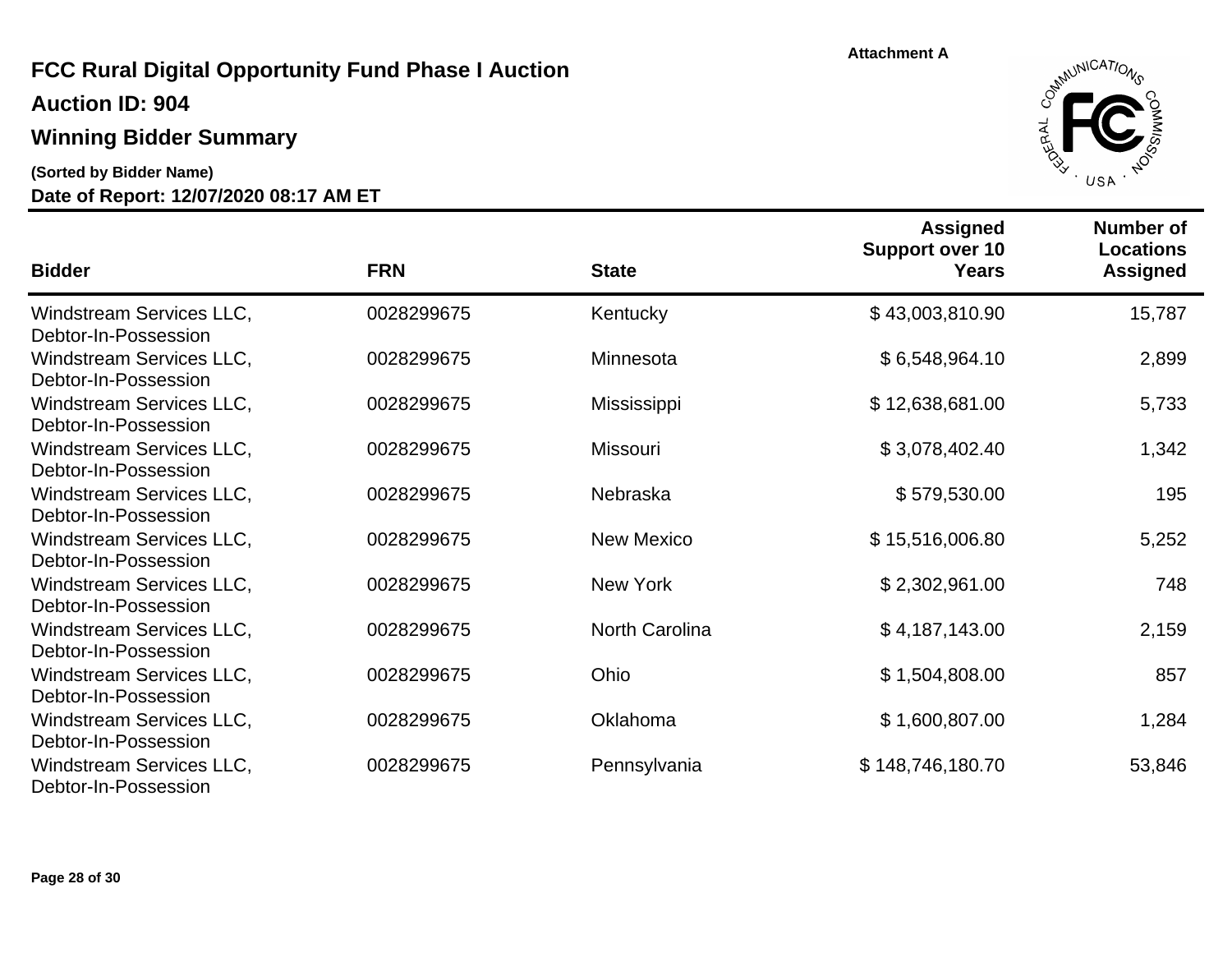Attachment A

# FCC Rural Digital Opportunity Fund Phase I Auction

## Auction ID: 904

## Winning Bidder Summary

**(Sorted by Bidder Name)**

**Date of Report: 12/07/2020 08:17 AM ET**

| Bidder | FRN | State | Assigned Support over 10 Years | Number of Locations Assigned |
|---|---|---|---|---|
| Windstream Services LLC, Debtor-In-Possession | 0028299675 | Kentucky | $ 43,003,810.90 | 15,787 |
| Windstream Services LLC, Debtor-In-Possession | 0028299675 | Minnesota | $ 6,548,964.10 | 2,899 |
| Windstream Services LLC, Debtor-In-Possession | 0028299675 | Mississippi | $ 12,638,681.00 | 5,733 |
| Windstream Services LLC, Debtor-In-Possession | 0028299675 | Missouri | $ 3,078,402.40 | 1,342 |
| Windstream Services LLC, Debtor-In-Possession | 0028299675 | Nebraska | $ 579,530.00 | 195 |
| Windstream Services LLC, Debtor-In-Possession | 0028299675 | New Mexico | $ 15,516,006.80 | 5,252 |
| Windstream Services LLC, Debtor-In-Possession | 0028299675 | New York | $ 2,302,961.00 | 748 |
| Windstream Services LLC, Debtor-In-Possession | 0028299675 | North Carolina | $ 4,187,143.00 | 2,159 |
| Windstream Services LLC, Debtor-In-Possession | 0028299675 | Ohio | $ 1,504,808.00 | 857 |
| Windstream Services LLC, Debtor-In-Possession | 0028299675 | Oklahoma | $ 1,600,807.00 | 1,284 |
| Windstream Services LLC, Debtor-In-Possession | 0028299675 | Pennsylvania | $ 148,746,180.70 | 53,846 |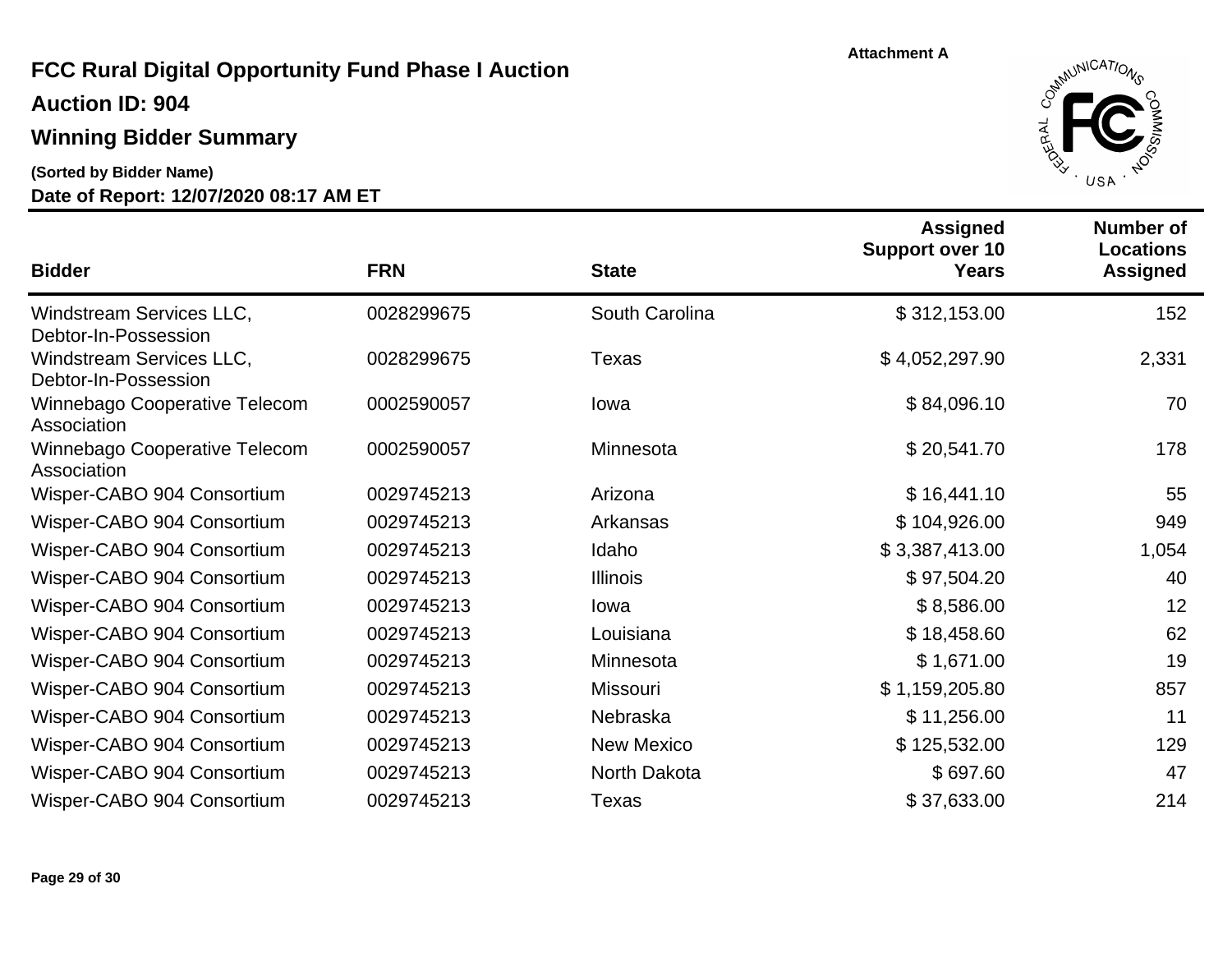Attachment A

# FCC Rural Digital Opportunity Fund Phase I Auction

## Auction ID: 904

## Winning Bidder Summary

**(Sorted by Bidder Name)**

**Date of Report: 12/07/2020 08:17 AM ET**

| Bidder | FRN | State | Assigned Support over 10 Years | Number of Locations Assigned |
|---|---|---|---:|---:|
| Windstream Services LLC, Debtor-In-Possession | 0028299675 | South Carolina | $ 312,153.00 | 152 |
| Windstream Services LLC, Debtor-In-Possession | 0028299675 | Texas | $ 4,052,297.90 | 2,331 |
| Winnebago Cooperative Telecom Association | 0002590057 | Iowa | $ 84,096.10 | 70 |
| Winnebago Cooperative Telecom Association | 0002590057 | Minnesota | $ 20,541.70 | 178 |
| Wisper-CABO 904 Consortium | 0029745213 | Arizona | $ 16,441.10 | 55 |
| Wisper-CABO 904 Consortium | 0029745213 | Arkansas | $ 104,926.00 | 949 |
| Wisper-CABO 904 Consortium | 0029745213 | Idaho | $ 3,387,413.00 | 1,054 |
| Wisper-CABO 904 Consortium | 0029745213 | Illinois | $ 97,504.20 | 40 |
| Wisper-CABO 904 Consortium | 0029745213 | Iowa | $ 8,586.00 | 12 |
| Wisper-CABO 904 Consortium | 0029745213 | Louisiana | $ 18,458.60 | 62 |
| Wisper-CABO 904 Consortium | 0029745213 | Minnesota | $ 1,671.00 | 19 |
| Wisper-CABO 904 Consortium | 0029745213 | Missouri | $ 1,159,205.80 | 857 |
| Wisper-CABO 904 Consortium | 0029745213 | Nebraska | $ 11,256.00 | 11 |
| Wisper-CABO 904 Consortium | 0029745213 | New Mexico | $ 125,532.00 | 129 |
| Wisper-CABO 904 Consortium | 0029745213 | North Dakota | $ 697.60 | 47 |
| Wisper-CABO 904 Consortium | 0029745213 | Texas | $ 37,633.00 | 214 |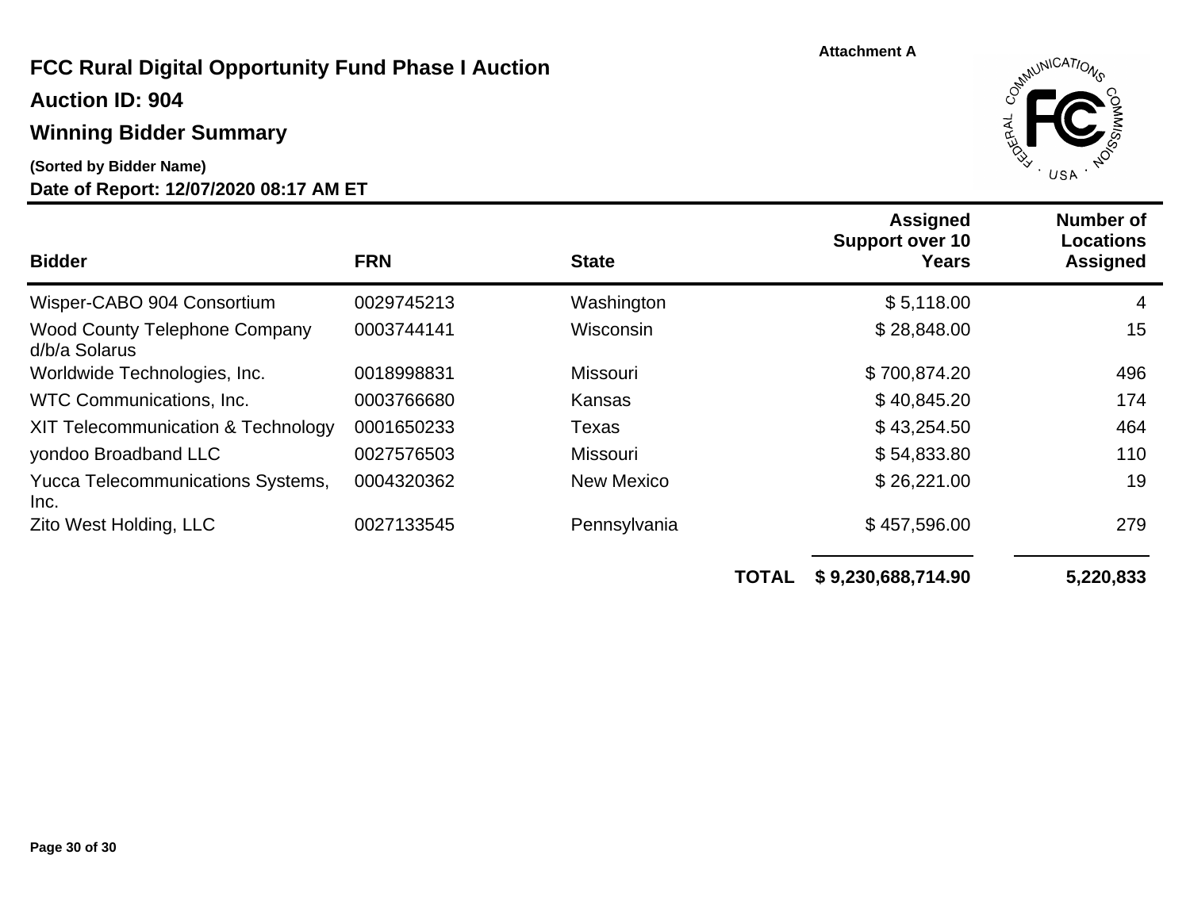Attachment A

# FCC Rural Digital Opportunity Fund Phase I Auction

## Auction ID: 904

## Winning Bidder Summary

**(Sorted by Bidder Name)**

**Date of Report: 12/07/2020 08:17 AM ET**

| Bidder | FRN | State | Assigned Support over 10 Years | Number of Locations Assigned |
|---|---|---|---|---|
| Wisper-CABO 904 Consortium | 0029745213 | Washington | $ 5,118.00 | 4 |
| Wood County Telephone Company d/b/a Solarus | 0003744141 | Wisconsin | $ 28,848.00 | 15 |
| Worldwide Technologies, Inc. | 0018998831 | Missouri | $ 700,874.20 | 496 |
| WTC Communications, Inc. | 0003766680 | Kansas | $ 40,845.20 | 174 |
| XIT Telecommunication & Technology | 0001650233 | Texas | $ 43,254.50 | 464 |
| yondoo Broadband LLC | 0027576503 | Missouri | $ 54,833.80 | 110 |
| Yucca Telecommunications Systems, Inc. | 0004320362 | New Mexico | $ 26,221.00 | 19 |
| Zito West Holding, LLC | 0027133545 | Pennsylvania | $ 457,596.00 | 279 |
| | | **TOTAL** | **$ 9,230,688,714.90** | **5,220,833** |